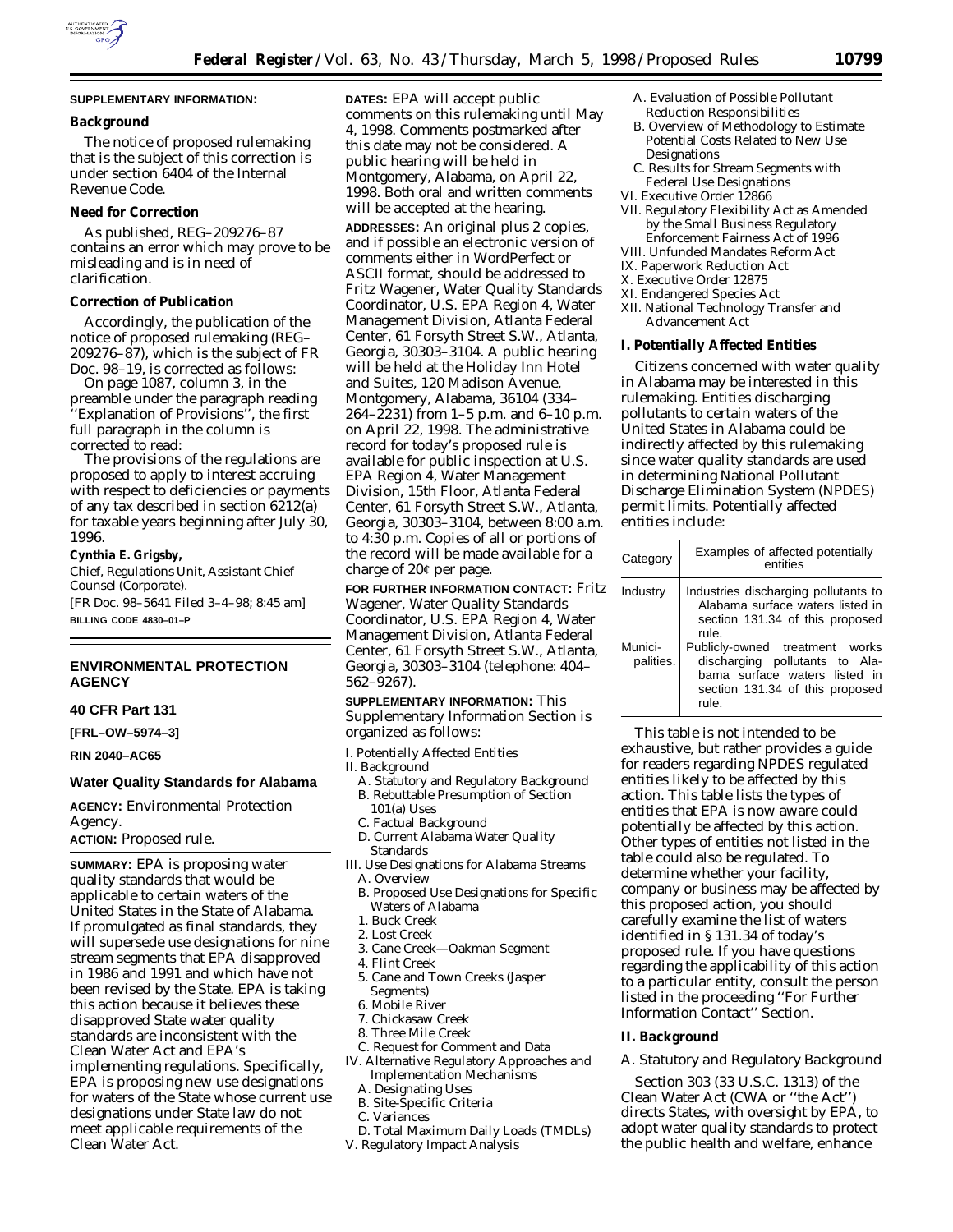**SUPPLEMENTARY INFORMATION:**

**Background**

The notice of proposed rulemaking that is the subject of this correction is under section 6404 of the Internal Revenue Code.

**Need for Correction**

As published, REG–209276–87 contains an error which may prove to be misleading and is in need of clarification.

**Correction of Publication**

Accordingly, the publication of the notice of proposed rulemaking (REG–209276–87), which is the subject of FR Doc. 98–19, is corrected as follows:

On page 1087, column 3, in the preamble under the paragraph reading ''Explanation of Provisions'', the first full paragraph in the column is corrected to read:

The provisions of the regulations are proposed to apply to interest accruing with respect to deficiencies or payments of any tax described in section 6212(a) for taxable years beginning after July 30, 1996.

**Cynthia E. Grigsby,**

*Chief, Regulations Unit, Assistant Chief Counsel (Corporate).*

[FR Doc. 98–5641 Filed 3–4–98; 8:45 am]

**BILLING CODE 4830–01–P**

## ENVIRONMENTAL PROTECTION AGENCY

### 40 CFR Part 131

**[FRL–OW–5974–3]**

**RIN 2040–AC65**

### Water Quality Standards for Alabama

**AGENCY:** Environmental Protection Agency.

**ACTION:** Proposed rule.

**SUMMARY:** EPA is proposing water quality standards that would be applicable to certain waters of the United States in the State of Alabama. If promulgated as final standards, they will supersede use designations for nine stream segments that EPA disapproved in 1986 and 1991 and which have not been revised by the State. EPA is taking this action because it believes these disapproved State water quality standards are inconsistent with the Clean Water Act and EPA's implementing regulations. Specifically, EPA is proposing new use designations for waters of the State whose current use designations under State law do not meet applicable requirements of the Clean Water Act.

**DATES:** EPA will accept public comments on this rulemaking until May 4, 1998. Comments postmarked after this date may not be considered. A public hearing will be held in Montgomery, Alabama, on April 22, 1998. Both oral and written comments will be accepted at the hearing.

**ADDRESSES:** An original plus 2 copies, and if possible an electronic version of comments either in WordPerfect or ASCII format, should be addressed to Fritz Wagener, Water Quality Standards Coordinator, U.S. EPA Region 4, Water Management Division, Atlanta Federal Center, 61 Forsyth Street S.W., Atlanta, Georgia, 30303–3104. A public hearing will be held at the Holiday Inn Hotel and Suites, 120 Madison Avenue, Montgomery, Alabama, 36104 (334–264–2231) from 1–5 p.m. and 6–10 p.m. on April 22, 1998. The administrative record for today's proposed rule is available for public inspection at U.S. EPA Region 4, Water Management Division, 15th Floor, Atlanta Federal Center, 61 Forsyth Street S.W., Atlanta, Georgia, 30303–3104, between 8:00 a.m. to 4:30 p.m. Copies of all or portions of the record will be made available for a charge of 20¢ per page.

**FOR FURTHER INFORMATION CONTACT:** Fritz Wagener, Water Quality Standards Coordinator, U.S. EPA Region 4, Water Management Division, Atlanta Federal Center, 61 Forsyth Street S.W., Atlanta, Georgia, 30303–3104 (telephone: 404–562–9267).

**SUPPLEMENTARY INFORMATION:** This Supplementary Information Section is organized as follows:

I. Potentially Affected Entities
II. Background
  A. Statutory and Regulatory Background
  B. Rebuttable Presumption of Section 101(a) Uses
  C. Factual Background
  D. Current Alabama Water Quality Standards
III. Use Designations for Alabama Streams
  A. Overview
  B. Proposed Use Designations for Specific Waters of Alabama
  1. Buck Creek
  2. Lost Creek
  3. Cane Creek—Oakman Segment
  4. Flint Creek
  5. Cane and Town Creeks (Jasper Segments)
  6. Mobile River
  7. Chickasaw Creek
  8. Three Mile Creek
  C. Request for Comment and Data
IV. Alternative Regulatory Approaches and Implementation Mechanisms
  A. Designating Uses
  B. Site-Specific Criteria
  C. Variances
  D. Total Maximum Daily Loads (TMDLs)
V. Regulatory Impact Analysis
  A. Evaluation of Possible Pollutant Reduction Responsibilities
  B. Overview of Methodology to Estimate Potential Costs Related to New Use Designations
  C. Results for Stream Segments with Federal Use Designations
VI. Executive Order 12866
VII. Regulatory Flexibility Act as Amended by the Small Business Regulatory Enforcement Fairness Act of 1996
VIII. Unfunded Mandates Reform Act
IX. Paperwork Reduction Act
X. Executive Order 12875
XI. Endangered Species Act
XII. National Technology Transfer and Advancement Act

**I. Potentially Affected Entities**

Citizens concerned with water quality in Alabama may be interested in this rulemaking. Entities discharging pollutants to certain waters of the United States in Alabama could be indirectly affected by this rulemaking since water quality standards are used in determining National Pollutant Discharge Elimination System (NPDES) permit limits. Potentially affected entities include:

| Category | Examples of affected potentially entities |
|---|---|
| Industry | Industries discharging pollutants to Alabama surface waters listed in section 131.34 of this proposed rule. |
| Municipalities. | Publicly-owned treatment works discharging pollutants to Alabama surface waters listed in section 131.34 of this proposed rule. |

This table is not intended to be exhaustive, but rather provides a guide for readers regarding NPDES regulated entities likely to be affected by this action. This table lists the types of entities that EPA is now aware could potentially be affected by this action. Other types of entities not listed in the table could also be regulated. To determine whether your facility, company or business may be affected by this proposed action, you should carefully examine the list of waters identified in § 131.34 of today's proposed rule. If you have questions regarding the applicability of this action to a particular entity, consult the person listed in the proceeding ''For Further Information Contact'' Section.

**II. Background**

*A. Statutory and Regulatory Background*

Section 303 (33 U.S.C. 1313) of the Clean Water Act (CWA or ''the Act'') directs States, with oversight by EPA, to adopt water quality standards to protect the public health and welfare, enhance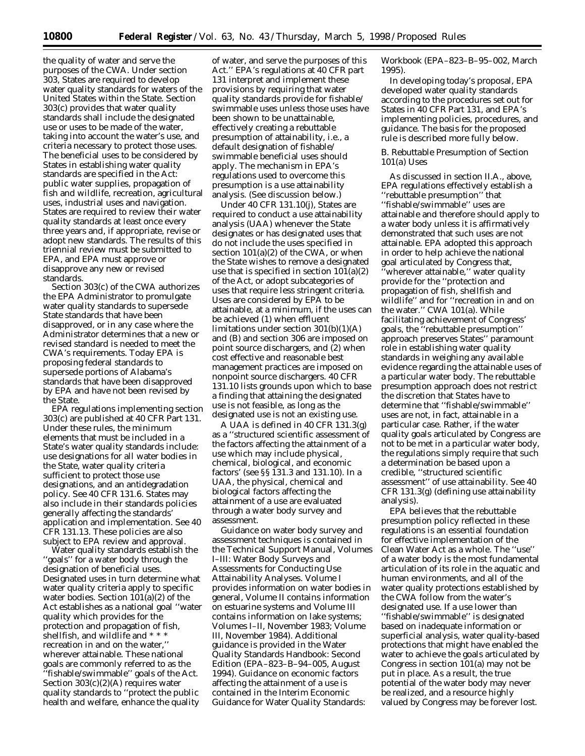the quality of water and serve the purposes of the CWA. Under section 303, States are required to develop water quality standards for waters of the United States within the State. Section 303(c) provides that water quality standards shall include the designated use or uses to be made of the water, taking into account the water's use, and criteria necessary to protect those uses. The beneficial uses to be considered by States in establishing water quality standards are specified in the Act: public water supplies, propagation of fish and wildlife, recreation, agricultural uses, industrial uses and navigation. States are required to review their water quality standards at least once every three years and, if appropriate, revise or adopt new standards. The results of this triennial review must be submitted to EPA, and EPA must approve or disapprove any new or revised standards.

Section 303(c) of the CWA authorizes the EPA Administrator to promulgate water quality standards to supersede State standards that have been disapproved, or in any case where the Administrator determines that a new or revised standard is needed to meet the CWA's requirements. Today EPA is proposing federal standards to supersede portions of Alabama's standards that have been disapproved by EPA and have not been revised by the State.

EPA regulations implementing section 303(c) are published at 40 CFR Part 131. Under these rules, the minimum elements that must be included in a State's water quality standards include: use designations for all water bodies in the State, water quality criteria sufficient to protect those use designations, and an antidegradation policy. See 40 CFR 131.6. States may also include in their standards policies generally affecting the standards' application and implementation. See 40 CFR 131.13. These policies are also subject to EPA review and approval.

Water quality standards establish the ''goals'' for a water body through the designation of beneficial uses. Designated uses in turn determine what water quality criteria apply to specific water bodies. Section 101(a)(2) of the Act establishes as a national goal ''water quality which provides for the protection and propagation of fish, shellfish, and wildlife and * * * recreation in and on the water,'' wherever attainable. These national goals are commonly referred to as the ''fishable/swimmable'' goals of the Act. Section 303(c)(2)(A) requires water quality standards to ''protect the public health and welfare, enhance the quality of water, and serve the purposes of this Act.'' EPA's regulations at 40 CFR part 131 interpret and implement these provisions by requiring that water quality standards provide for fishable/swimmable uses unless those uses have been shown to be unattainable, effectively creating a rebuttable presumption of attainability, i.e., a default designation of fishable/swimmable beneficial uses should apply. The mechanism in EPA's regulations used to overcome this presumption is a use attainability analysis. (See discussion below.)

Under 40 CFR 131.10(j), States are required to conduct a use attainability analysis (UAA) whenever the State designates or has designated uses that do not include the uses specified in section 101(a)(2) of the CWA, or when the State wishes to remove a designated use that is specified in section 101(a)(2) of the Act, or adopt subcategories of uses that require less stringent criteria. Uses are considered by EPA to be attainable, at a minimum, if the uses can be achieved (1) when effluent limitations under section 301(b)(1)(A) and (B) and section 306 are imposed on point source dischargers, and (2) when cost effective and reasonable best management practices are imposed on nonpoint source dischargers. 40 CFR 131.10 lists grounds upon which to base a finding that attaining the designated use is not feasible, as long as the designated use is not an existing use.

A UAA is defined in 40 CFR 131.3(g) as a ''structured scientific assessment of the factors affecting the attainment of a use which may include physical, chemical, biological, and economic factors' (see §§ 131.3 and 131.10). In a UAA, the physical, chemical and biological factors affecting the attainment of a use are evaluated through a water body survey and assessment.

Guidance on water body survey and assessment techniques is contained in the Technical Support Manual, Volumes I–III: Water Body Surveys and Assessments for Conducting Use Attainability Analyses. Volume I provides information on water bodies in general, Volume II contains information on estuarine systems and Volume III contains information on lake systems; Volumes I–II, November 1983; Volume III, November 1984). Additional guidance is provided in the Water Quality Standards Handbook: Second Edition (EPA–823–B–94–005, August 1994). Guidance on economic factors affecting the attainment of a use is contained in the Interim Economic Guidance for Water Quality Standards: Workbook (EPA–823–B–95–002, March 1995).

In developing today's proposal, EPA developed water quality standards according to the procedures set out for States in 40 CFR Part 131, and EPA's implementing policies, procedures, and guidance. The basis for the proposed rule is described more fully below.

*B. Rebuttable Presumption of Section 101(a) Uses*

As discussed in section II.A., above, EPA regulations effectively establish a ''rebuttable presumption'' that ''fishable/swimmable'' uses are attainable and therefore should apply to a water body unless it is affirmatively demonstrated that such uses are not attainable. EPA adopted this approach in order to help achieve the national goal articulated by Congress that, ''wherever attainable,'' water quality provide for the ''protection and propagation of fish, shellfish and wildlife'' and for ''recreation in and on the water.'' CWA 101(a). While facilitating achievement of Congress' goals, the ''rebuttable presumption'' approach preserves States'' paramount role in establishing water quality standards in weighing any available evidence regarding the attainable uses of a particular water body. The rebuttable presumption approach does not restrict the discretion that States have to determine that ''fishable/swimmable'' uses are not, in fact, attainable in a particular case. Rather, if the water quality goals articulated by Congress are not to be met in a particular water body, the regulations simply require that such a determination be based upon a credible, ''structured scientific assessment'' of use attainability. See 40 CFR 131.3(g) (defining use attainability analysis).

EPA believes that the rebuttable presumption policy reflected in these regulations is an essential foundation for effective implementation of the Clean Water Act as a whole. The ''use'' of a water body is the most fundamental articulation of its role in the aquatic and human environments, and all of the water quality protections established by the CWA follow from the water's designated use. If a use lower than ''fishable/swimmable'' is designated based on inadequate information or superficial analysis, water quality-based protections that might have enabled the water to achieve the goals articulated by Congress in section 101(a) may not be put in place. As a result, the true potential of the water body may never be realized, and a resource highly valued by Congress may be forever lost.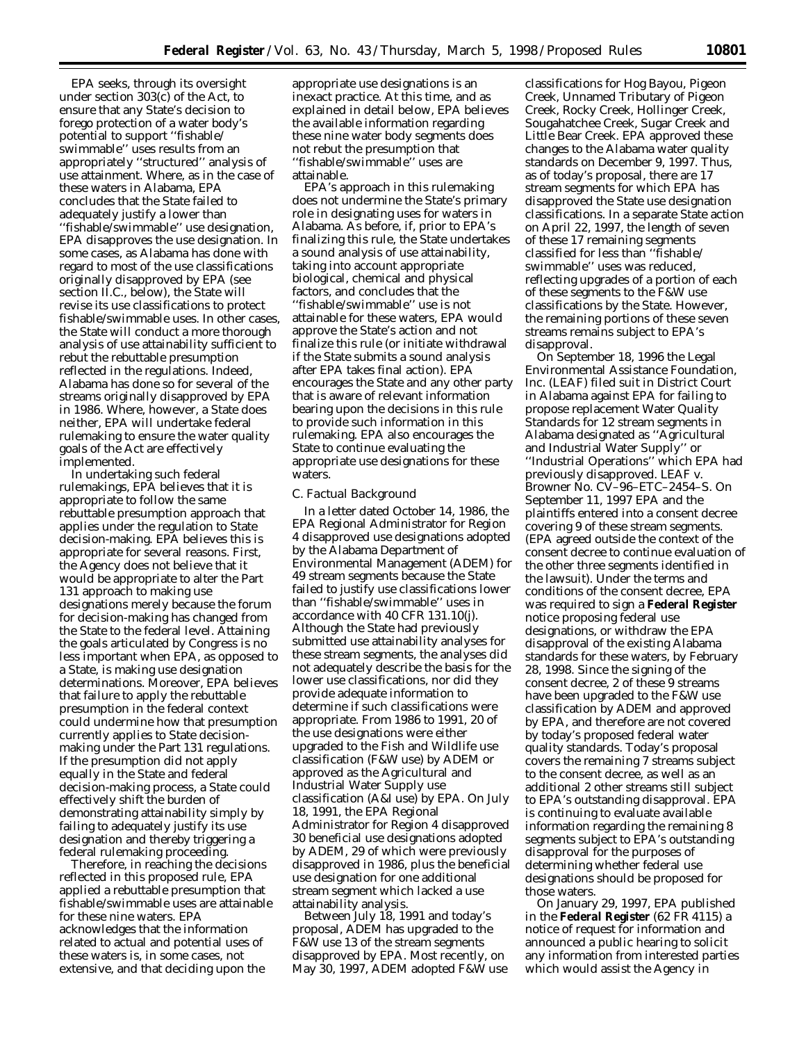EPA seeks, through its oversight under section 303(c) of the Act, to ensure that any State's decision to forego protection of a water body's potential to support ''fishable/swimmable'' uses results from an appropriately ''structured'' analysis of use attainment. Where, as in the case of these waters in Alabama, EPA concludes that the State failed to adequately justify a lower than ''fishable/swimmable'' use designation, EPA disapproves the use designation. In some cases, as Alabama has done with regard to most of the use classifications originally disapproved by EPA (see section II.C., below), the State will revise its use classifications to protect fishable/swimmable uses. In other cases, the State will conduct a more thorough analysis of use attainability sufficient to rebut the rebuttable presumption reflected in the regulations. Indeed, Alabama has done so for several of the streams originally disapproved by EPA in 1986. Where, however, a State does neither, EPA will undertake federal rulemaking to ensure the water quality goals of the Act are effectively implemented.

In undertaking such federal rulemakings, EPA believes that it is appropriate to follow the same rebuttable presumption approach that applies under the regulation to State decision-making. EPA believes this is appropriate for several reasons. First, the Agency does not believe that it would be appropriate to alter the Part 131 approach to making use designations merely because the forum for decision-making has changed from the State to the federal level. Attaining the goals articulated by Congress is no less important when EPA, as opposed to a State, is making use designation determinations. Moreover, EPA believes that failure to apply the rebuttable presumption in the federal context could undermine how that presumption currently applies to State decision-making under the Part 131 regulations. If the presumption did not apply equally in the State and federal decision-making process, a State could effectively shift the burden of demonstrating attainability simply by failing to adequately justify its use designation and thereby triggering a federal rulemaking proceeding.

Therefore, in reaching the decisions reflected in this proposed rule, EPA applied a rebuttable presumption that fishable/swimmable uses are attainable for these nine waters. EPA acknowledges that the information related to actual and potential uses of these waters is, in some cases, not extensive, and that deciding upon the appropriate use designations is an inexact practice. At this time, and as explained in detail below, EPA believes the available information regarding these nine water body segments does not rebut the presumption that ''fishable/swimmable'' uses are attainable.

EPA's approach in this rulemaking does not undermine the State's primary role in designating uses for waters in Alabama. As before, if, prior to EPA's finalizing this rule, the State undertakes a sound analysis of use attainability, taking into account appropriate biological, chemical and physical factors, and concludes that the ''fishable/swimmable'' use is not attainable for these waters, EPA would approve the State's action and not finalize this rule (or initiate withdrawal if the State submits a sound analysis after EPA takes final action). EPA encourages the State and any other party that is aware of relevant information bearing upon the decisions in this rule to provide such information in this rulemaking. EPA also encourages the State to continue evaluating the appropriate use designations for these waters.

### C. Factual Background

In a letter dated October 14, 1986, the EPA Regional Administrator for Region 4 disapproved use designations adopted by the Alabama Department of Environmental Management (ADEM) for 49 stream segments because the State failed to justify use classifications lower than ''fishable/swimmable'' uses in accordance with 40 CFR 131.10(j). Although the State had previously submitted use attainability analyses for these stream segments, the analyses did not adequately describe the basis for the lower use classifications, nor did they provide adequate information to determine if such classifications were appropriate. From 1986 to 1991, 20 of the use designations were either upgraded to the Fish and Wildlife use classification (F&W use) by ADEM or approved as the Agricultural and Industrial Water Supply use classification (A&I use) by EPA. On July 18, 1991, the EPA Regional Administrator for Region 4 disapproved 30 beneficial use designations adopted by ADEM, 29 of which were previously disapproved in 1986, plus the beneficial use designation for one additional stream segment which lacked a use attainability analysis.

Between July 18, 1991 and today's proposal, ADEM has upgraded to the F&W use 13 of the stream segments disapproved by EPA. Most recently, on May 30, 1997, ADEM adopted F&W use classifications for Hog Bayou, Pigeon Creek, Unnamed Tributary of Pigeon Creek, Rocky Creek, Hollinger Creek, Sougahatchee Creek, Sugar Creek and Little Bear Creek. EPA approved these changes to the Alabama water quality standards on December 9, 1997. Thus, as of today's proposal, there are 17 stream segments for which EPA has disapproved the State use designation classifications. In a separate State action on April 22, 1997, the length of seven of these 17 remaining segments classified for less than ''fishable/swimmable'' uses was reduced, reflecting upgrades of a portion of each of these segments to the F&W use classifications by the State. However, the remaining portions of these seven streams remains subject to EPA's disapproval.

On September 18, 1996 the Legal Environmental Assistance Foundation, Inc. (LEAF) filed suit in District Court in Alabama against EPA for failing to propose replacement Water Quality Standards for 12 stream segments in Alabama designated as ''Agricultural and Industrial Water Supply'' or ''Industrial Operations'' which EPA had previously disapproved. *LEAF* v. *Browner* No. CV–96–ETC–2454–S. On September 11, 1997 EPA and the plaintiffs entered into a consent decree covering 9 of these stream segments. (EPA agreed outside the context of the consent decree to continue evaluation of the other three segments identified in the lawsuit). Under the terms and conditions of the consent decree, EPA was required to sign a **Federal Register** notice proposing federal use designations, or withdraw the EPA disapproval of the existing Alabama standards for these waters, by February 28, 1998. Since the signing of the consent decree, 2 of these 9 streams have been upgraded to the F&W use classification by ADEM and approved by EPA, and therefore are not covered by today's proposed federal water quality standards. Today's proposal covers the remaining 7 streams subject to the consent decree, as well as an additional 2 other streams still subject to EPA's outstanding disapproval. EPA is continuing to evaluate available information regarding the remaining 8 segments subject to EPA's outstanding disapproval for the purposes of determining whether federal use designations should be proposed for those waters.

On January 29, 1997, EPA published in the **Federal Register** (62 FR 4115) a notice of request for information and announced a public hearing to solicit any information from interested parties which would assist the Agency in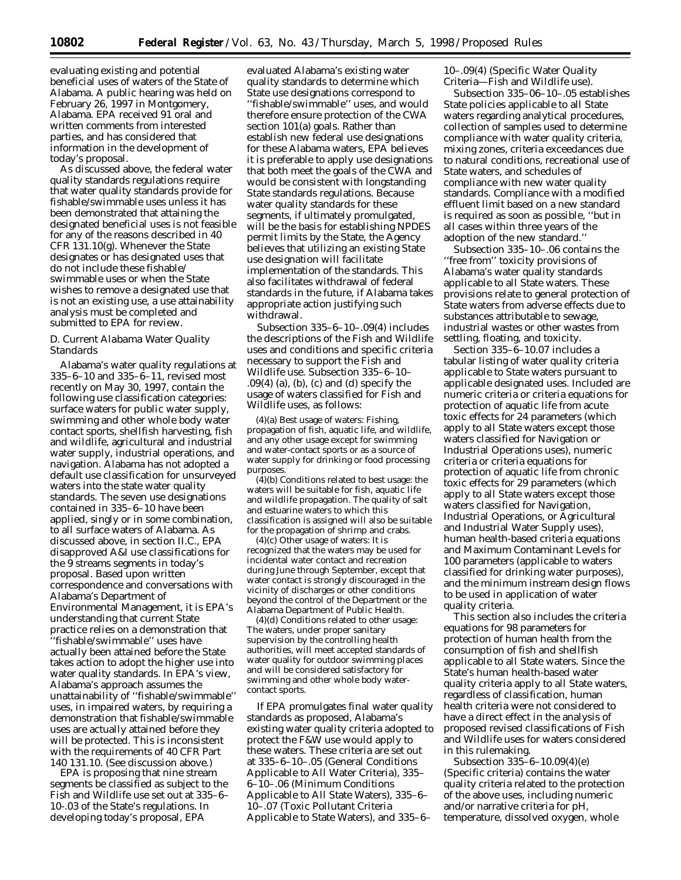evaluating existing and potential beneficial uses of waters of the State of Alabama. A public hearing was held on February 26, 1997 in Montgomery, Alabama. EPA received 91 oral and written comments from interested parties, and has considered that information in the development of today's proposal.

As discussed above, the federal water quality standards regulations require that water quality standards provide for fishable/swimmable uses unless it has been demonstrated that attaining the designated beneficial uses is not feasible for any of the reasons described in 40 CFR 131.10(g). Whenever the State designates or has designated uses that do not include these fishable/swimmable uses or when the State wishes to remove a designated use that is not an existing use, a use attainability analysis must be completed and submitted to EPA for review.

### D. Current Alabama Water Quality Standards

Alabama's water quality regulations at 335–6–10 and 335–6–11, revised most recently on May 30, 1997, contain the following use classification categories: surface waters for public water supply, swimming and other whole body water contact sports, shellfish harvesting, fish and wildlife, agricultural and industrial water supply, industrial operations, and navigation. Alabama has not adopted a default use classification for unsurveyed waters into the state water quality standards. The seven use designations contained in 335–6–10 have been applied, singly or in some combination, to all surface waters of Alabama. As discussed above, in section II.C., EPA disapproved A&I use classifications for the 9 streams segments in today's proposal. Based upon written correspondence and conversations with Alabama's Department of Environmental Management, it is EPA's understanding that current State practice relies on a demonstration that ''fishable/swimmable'' uses have actually been attained before the State takes action to adopt the higher use into water quality standards. In EPA's view, Alabama's approach assumes the unattainability of ''fishable/swimmable'' uses, in impaired waters, by requiring a demonstration that fishable/swimmable uses are actually attained before they will be protected. This is inconsistent with the requirements of 40 CFR Part 140 131.10. (See discussion above.)

EPA is proposing that nine stream segments be classified as subject to the Fish and Wildlife use set out at 335–6–10-.03 of the State's regulations. In developing today's proposal, EPA evaluated Alabama's existing water quality standards to determine which State use designations correspond to ''fishable/swimmable'' uses, and would therefore ensure protection of the CWA section 101(a) goals. Rather than establish new federal use designations for these Alabama waters, EPA believes it is preferable to apply use designations that both meet the goals of the CWA and would be consistent with longstanding State standards regulations. Because water quality standards for these segments, if ultimately promulgated, will be the basis for establishing NPDES permit limits by the State, the Agency believes that utilizing an existing State use designation will facilitate implementation of the standards. This also facilitates withdrawal of federal standards in the future, if Alabama takes appropriate action justifying such withdrawal.

Subsection 335–6–10–.09(4) includes the descriptions of the Fish and Wildlife uses and conditions and specific criteria necessary to support the Fish and Wildlife use. Subsection 335–6–10–.09(4) (a), (b), (c) and (d) specify the usage of waters classified for Fish and Wildlife uses, as follows:

(4)(a) Best usage of waters: Fishing, propagation of fish, aquatic life, and wildlife, and any other usage except for swimming and water-contact sports or as a source of water supply for drinking or food processing purposes.

(4)(b) Conditions related to best usage: the waters will be suitable for fish, aquatic life and wildlife propagation. The quality of salt and estuarine waters to which this classification is assigned will also be suitable for the propagation of shrimp and crabs.

(4)(c) Other usage of waters: It is recognized that the waters may be used for incidental water contact and recreation during June through September, except that water contact is strongly discouraged in the vicinity of discharges or other conditions beyond the control of the Department or the Alabama Department of Public Health.

(4)(d) Conditions related to other usage: The waters, under proper sanitary supervision by the controlling health authorities, will meet accepted standards of water quality for outdoor swimming places and will be considered satisfactory for swimming and other whole body water-contact sports.

If EPA promulgates final water quality standards as proposed, Alabama's existing water quality criteria adopted to protect the F&W use would apply to these waters. These criteria are set out at 335–6–10–.05 (General Conditions Applicable to All Water Criteria), 335–6–10–.06 (Minimum Conditions Applicable to All State Waters), 335–6–10–.07 (Toxic Pollutant Criteria Applicable to State Waters), and 335–6–10–.09(4) (Specific Water Quality Criteria—Fish and Wildlife use).

Subsection 335–06–10–.05 establishes State policies applicable to all State waters regarding analytical procedures, collection of samples used to determine compliance with water quality criteria, mixing zones, criteria exceedances due to natural conditions, recreational use of State waters, and schedules of compliance with new water quality standards. Compliance with a modified effluent limit based on a new standard is required as soon as possible, ''but in all cases within three years of the adoption of the new standard.''

Subsection 335–10–.06 contains the ''free from'' toxicity provisions of Alabama's water quality standards applicable to all State waters. These provisions relate to general protection of State waters from adverse effects due to substances attributable to sewage, industrial wastes or other wastes from settling, floating, and toxicity.

Section 335–6–10.07 includes a tabular listing of water quality criteria applicable to State waters pursuant to applicable designated uses. Included are numeric criteria or criteria equations for protection of aquatic life from acute toxic effects for 24 parameters (which apply to all State waters except those waters classified for Navigation or Industrial Operations uses), numeric criteria or criteria equations for protection of aquatic life from chronic toxic effects for 29 parameters (which apply to all State waters except those waters classified for Navigation, Industrial Operations, or Agricultural and Industrial Water Supply uses), human health-based criteria equations and Maximum Contaminant Levels for 100 parameters (applicable to waters classified for drinking water purposes), and the minimum instream design flows to be used in application of water quality criteria.

This section also includes the criteria equations for 98 parameters for protection of human health from the consumption of fish and shellfish applicable to all State waters. Since the State's human health-based water quality criteria apply to all State waters, regardless of classification, human health criteria were not considered to have a direct effect in the analysis of proposed revised classifications of Fish and Wildlife uses for waters considered in this rulemaking.

Subsection 335–6–10.09(4)(e) (Specific criteria) contains the water quality criteria related to the protection of the above uses, including numeric and/or narrative criteria for pH, temperature, dissolved oxygen, whole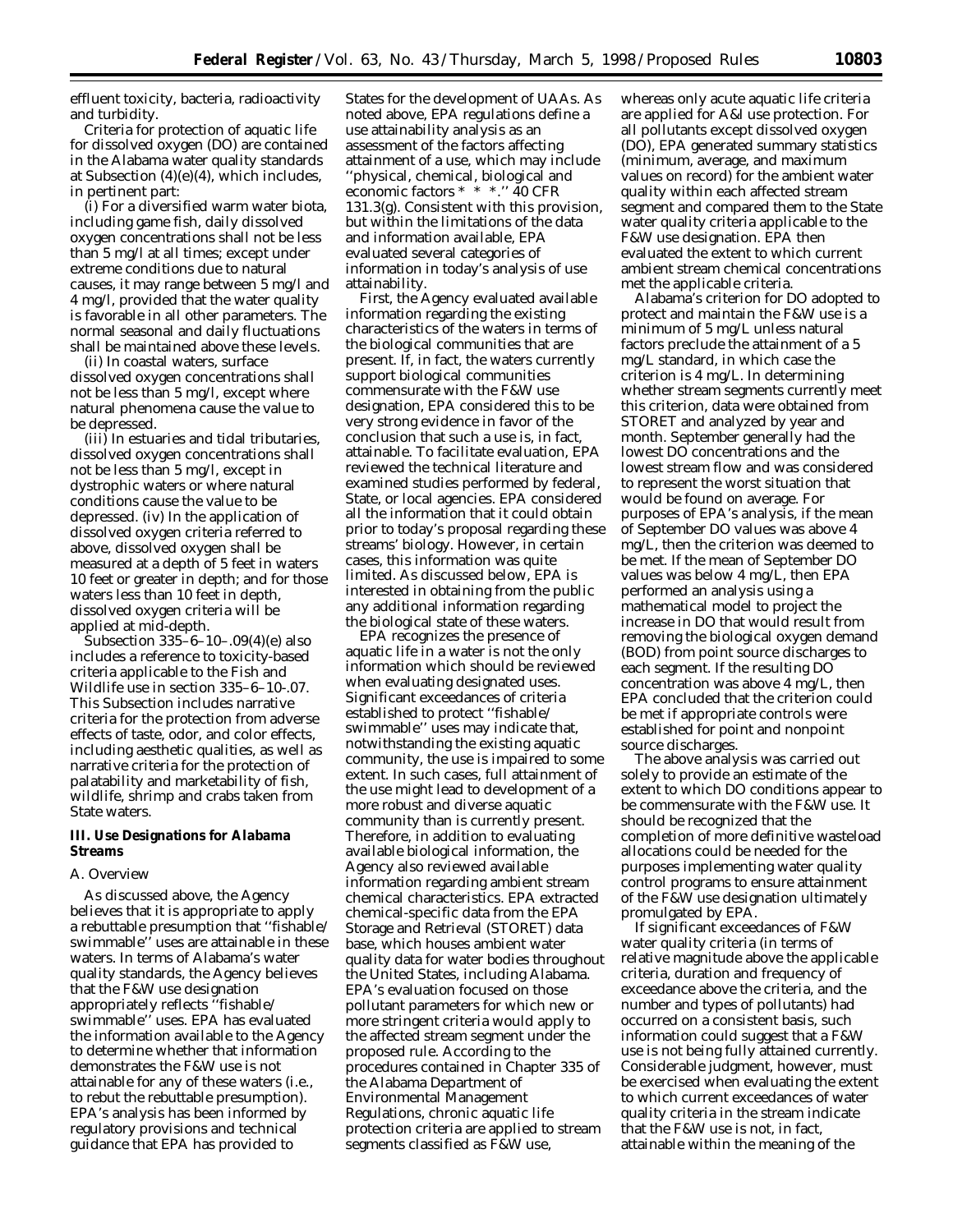effluent toxicity, bacteria, radioactivity and turbidity.

Criteria for protection of aquatic life for dissolved oxygen (DO) are contained in the Alabama water quality standards at Subsection (4)(e)(4), which includes, in pertinent part:

(i) For a diversified warm water biota, including game fish, daily dissolved oxygen concentrations shall not be less than 5 mg/l at all times; except under extreme conditions due to natural causes, it may range between 5 mg/l and 4 mg/l, provided that the water quality is favorable in all other parameters. The normal seasonal and daily fluctuations shall be maintained above these levels.

(ii) In coastal waters, surface dissolved oxygen concentrations shall not be less than 5 mg/l, except where natural phenomena cause the value to be depressed.

(iii) In estuaries and tidal tributaries, dissolved oxygen concentrations shall not be less than 5 mg/l, except in dystrophic waters or where natural conditions cause the value to be depressed. (iv) In the application of dissolved oxygen criteria referred to above, dissolved oxygen shall be measured at a depth of 5 feet in waters 10 feet or greater in depth; and for those waters less than 10 feet in depth, dissolved oxygen criteria will be applied at mid-depth.

Subsection 335–6–10–.09(4)(e) also includes a reference to toxicity-based criteria applicable to the Fish and Wildlife use in section 335–6–10-.07. This Subsection includes narrative criteria for the protection from adverse effects of taste, odor, and color effects, including aesthetic qualities, as well as narrative criteria for the protection of palatability and marketability of fish, wildlife, shrimp and crabs taken from State waters.

## III. Use Designations for Alabama Streams

### A. Overview

As discussed above, the Agency believes that it is appropriate to apply a rebuttable presumption that ''fishable/swimmable'' uses are attainable in these waters. In terms of Alabama's water quality standards, the Agency believes that the F&W use designation appropriately reflects ''fishable/swimmable'' uses. EPA has evaluated the information available to the Agency to determine whether that information demonstrates the F&W use is not attainable for any of these waters (i.e., to rebut the rebuttable presumption). EPA's analysis has been informed by regulatory provisions and technical guidance that EPA has provided to States for the development of UAAs. As noted above, EPA regulations define a use attainability analysis as an assessment of the factors affecting attainment of a use, which may include ''physical, chemical, biological and economic factors * * *.'' 40 CFR 131.3(g). Consistent with this provision, but within the limitations of the data and information available, EPA evaluated several categories of information in today's analysis of use attainability.

First, the Agency evaluated available information regarding the existing characteristics of the waters in terms of the biological communities that are present. If, in fact, the waters currently support biological communities commensurate with the F&W use designation, EPA considered this to be very strong evidence in favor of the conclusion that such a use is, in fact, attainable. To facilitate evaluation, EPA reviewed the technical literature and examined studies performed by federal, State, or local agencies. EPA considered all the information that it could obtain prior to today's proposal regarding these streams' biology. However, in certain cases, this information was quite limited. As discussed below, EPA is interested in obtaining from the public any additional information regarding the biological state of these waters.

EPA recognizes the presence of aquatic life in a water is not the only information which should be reviewed when evaluating designated uses. Significant exceedances of criteria established to protect ''fishable/swimmable'' uses may indicate that, notwithstanding the existing aquatic community, the use is impaired to some extent. In such cases, full attainment of the use might lead to development of a more robust and diverse aquatic community than is currently present. Therefore, in addition to evaluating available biological information, the Agency also reviewed available information regarding ambient stream chemical characteristics. EPA extracted chemical-specific data from the EPA Storage and Retrieval (STORET) data base, which houses ambient water quality data for water bodies throughout the United States, including Alabama. EPA's evaluation focused on those pollutant parameters for which new or more stringent criteria would apply to the affected stream segment under the proposed rule. According to the procedures contained in Chapter 335 of the Alabama Department of Environmental Management Regulations, chronic aquatic life protection criteria are applied to stream segments classified as F&W use, whereas only acute aquatic life criteria are applied for A&I use protection. For all pollutants except dissolved oxygen (DO), EPA generated summary statistics (minimum, average, and maximum values on record) for the ambient water quality within each affected stream segment and compared them to the State water quality criteria applicable to the F&W use designation. EPA then evaluated the extent to which current ambient stream chemical concentrations met the applicable criteria.

Alabama's criterion for DO adopted to protect and maintain the F&W use is a minimum of 5 mg/L unless natural factors preclude the attainment of a 5 mg/L standard, in which case the criterion is 4 mg/L. In determining whether stream segments currently meet this criterion, data were obtained from STORET and analyzed by year and month. September generally had the lowest DO concentrations and the lowest stream flow and was considered to represent the worst situation that would be found on average. For purposes of EPA's analysis, if the mean of September DO values was above 4 mg/L, then the criterion was deemed to be met. If the mean of September DO values was below 4 mg/L, then EPA performed an analysis using a mathematical model to project the increase in DO that would result from removing the biological oxygen demand (BOD) from point source discharges to each segment. If the resulting DO concentration was above 4 mg/L, then EPA concluded that the criterion could be met if appropriate controls were established for point and nonpoint source discharges.

The above analysis was carried out solely to provide an estimate of the extent to which DO conditions appear to be commensurate with the F&W use. It should be recognized that the completion of more definitive wasteload allocations could be needed for the purposes implementing water quality control programs to ensure attainment of the F&W use designation ultimately promulgated by EPA.

If significant exceedances of F&W water quality criteria (in terms of relative magnitude above the applicable criteria, duration and frequency of exceedance above the criteria, and the number and types of pollutants) had occurred on a consistent basis, such information could suggest that a F&W use is not being fully attained currently. Considerable judgment, however, must be exercised when evaluating the extent to which current exceedances of water quality criteria in the stream indicate that the F&W use is not, in fact, attainable within the meaning of the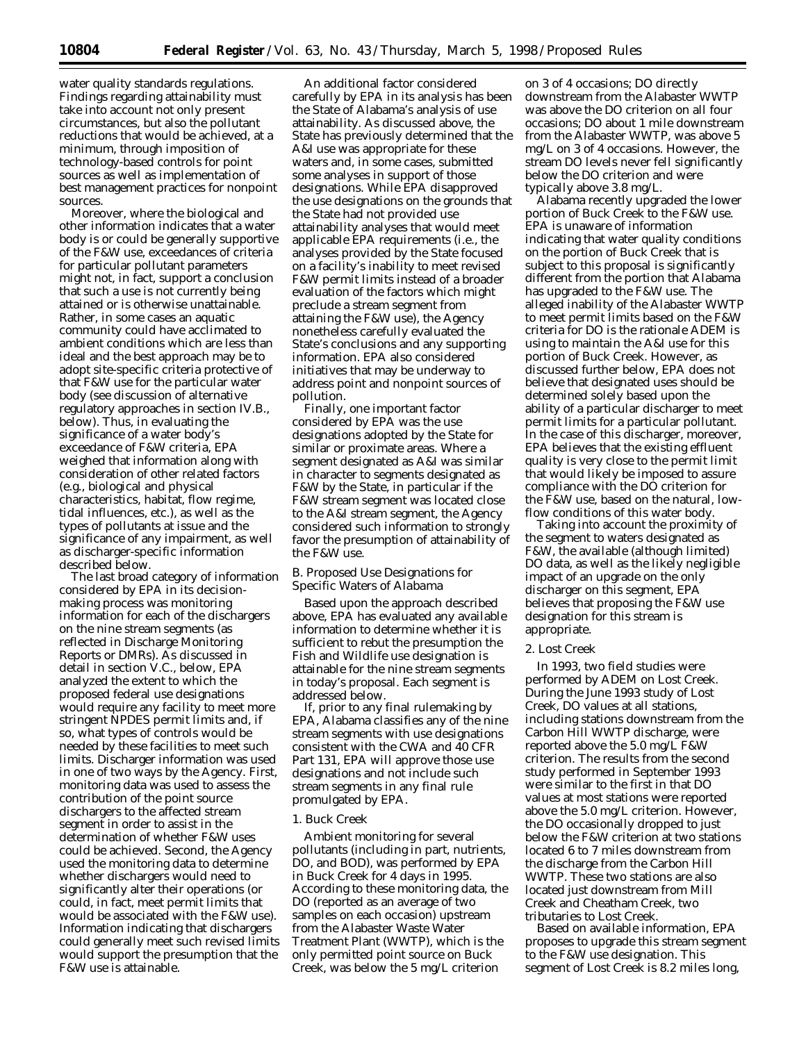water quality standards regulations. Findings regarding attainability must take into account not only present circumstances, but also the pollutant reductions that would be achieved, at a minimum, through imposition of technology-based controls for point sources as well as implementation of best management practices for nonpoint sources.

Moreover, where the biological and other information indicates that a water body is or could be generally supportive of the F&W use, exceedances of criteria for particular pollutant parameters might not, in fact, support a conclusion that such a use is not currently being attained or is otherwise unattainable. Rather, in some cases an aquatic community could have acclimated to ambient conditions which are less than ideal and the best approach may be to adopt site-specific criteria protective of that F&W use for the particular water body (see discussion of alternative regulatory approaches in section IV.B., below). Thus, in evaluating the significance of a water body's exceedance of F&W criteria, EPA weighed that information along with consideration of other related factors (*e.g.*, biological and physical characteristics, habitat, flow regime, tidal influences, etc.), as well as the types of pollutants at issue and the significance of any impairment, as well as discharger-specific information described below.

The last broad category of information considered by EPA in its decision-making process was monitoring information for each of the dischargers on the nine stream segments (as reflected in Discharge Monitoring Reports or DMRs). As discussed in detail in section V.C., below, EPA analyzed the extent to which the proposed federal use designations would require any facility to meet more stringent NPDES permit limits and, if so, what types of controls would be needed by these facilities to meet such limits. Discharger information was used in one of two ways by the Agency. First, monitoring data was used to assess the contribution of the point source dischargers to the affected stream segment in order to assist in the determination of whether F&W uses could be achieved. Second, the Agency used the monitoring data to determine whether dischargers would need to significantly alter their operations (or could, in fact, meet permit limits that would be associated with the F&W use). Information indicating that dischargers could generally meet such revised limits would support the presumption that the F&W use is attainable.

An additional factor considered carefully by EPA in its analysis has been the State of Alabama's analysis of use attainability. As discussed above, the State has previously determined that the A&I use was appropriate for these waters and, in some cases, submitted some analyses in support of those designations. While EPA disapproved the use designations on the grounds that the State had not provided use attainability analyses that would meet applicable EPA requirements (*i.e.*, the analyses provided by the State focused on a facility's inability to meet revised F&W permit limits instead of a broader evaluation of the factors which might preclude a stream segment from attaining the F&W use), the Agency nonetheless carefully evaluated the State's conclusions and any supporting information. EPA also considered initiatives that may be underway to address point and nonpoint sources of pollution.

Finally, one important factor considered by EPA was the use designations adopted by the State for similar or proximate areas. Where a segment designated as A&I was similar in character to segments designated as F&W by the State, in particular if the F&W stream segment was located close to the A&I stream segment, the Agency considered such information to strongly favor the presumption of attainability of the F&W use.

*B. Proposed Use Designations for Specific Waters of Alabama*

Based upon the approach described above, EPA has evaluated any available information to determine whether it is sufficient to rebut the presumption the Fish and Wildlife use designation is attainable for the nine stream segments in today's proposal. Each segment is addressed below.

If, prior to any final rulemaking by EPA, Alabama classifies any of the nine stream segments with use designations consistent with the CWA and 40 CFR Part 131, EPA will approve those use designations and not include such stream segments in any final rule promulgated by EPA.

*1. Buck Creek*

Ambient monitoring for several pollutants (including in part, nutrients, DO, and BOD), was performed by EPA in Buck Creek for 4 days in 1995. According to these monitoring data, the DO (reported as an average of two samples on each occasion) upstream from the Alabaster Waste Water Treatment Plant (WWTP), which is the only permitted point source on Buck Creek, was below the 5 mg/L criterion on 3 of 4 occasions; DO directly downstream from the Alabaster WWTP was above the DO criterion on all four occasions; DO about 1 mile downstream from the Alabaster WWTP, was above 5 mg/L on 3 of 4 occasions. However, the stream DO levels never fell significantly below the DO criterion and were typically above 3.8 mg/L.

Alabama recently upgraded the lower portion of Buck Creek to the F&W use. EPA is unaware of information indicating that water quality conditions on the portion of Buck Creek that is subject to this proposal is significantly different from the portion that Alabama has upgraded to the F&W use. The alleged inability of the Alabaster WWTP to meet permit limits based on the F&W criteria for DO is the rationale ADEM is using to maintain the A&I use for this portion of Buck Creek. However, as discussed further below, EPA does not believe that designated uses should be determined solely based upon the ability of a particular discharger to meet permit limits for a particular pollutant. In the case of this discharger, moreover, EPA believes that the existing effluent quality is very close to the permit limit that would likely be imposed to assure compliance with the DO criterion for the F&W use, based on the natural, low-flow conditions of this water body.

Taking into account the proximity of the segment to waters designated as F&W, the available (although limited) DO data, as well as the likely negligible impact of an upgrade on the only discharger on this segment, EPA believes that proposing the F&W use designation for this stream is appropriate.

*2. Lost Creek*

In 1993, two field studies were performed by ADEM on Lost Creek. During the June 1993 study of Lost Creek, DO values at all stations, including stations downstream from the Carbon Hill WWTP discharge, were reported above the 5.0 mg/L F&W criterion. The results from the second study performed in September 1993 were similar to the first in that DO values at most stations were reported above the 5.0 mg/L criterion. However, the DO occasionally dropped to just below the F&W criterion at two stations located 6 to 7 miles downstream from the discharge from the Carbon Hill WWTP. These two stations are also located just downstream from Mill Creek and Cheatham Creek, two tributaries to Lost Creek.

Based on available information, EPA proposes to upgrade this stream segment to the F&W use designation. This segment of Lost Creek is 8.2 miles long,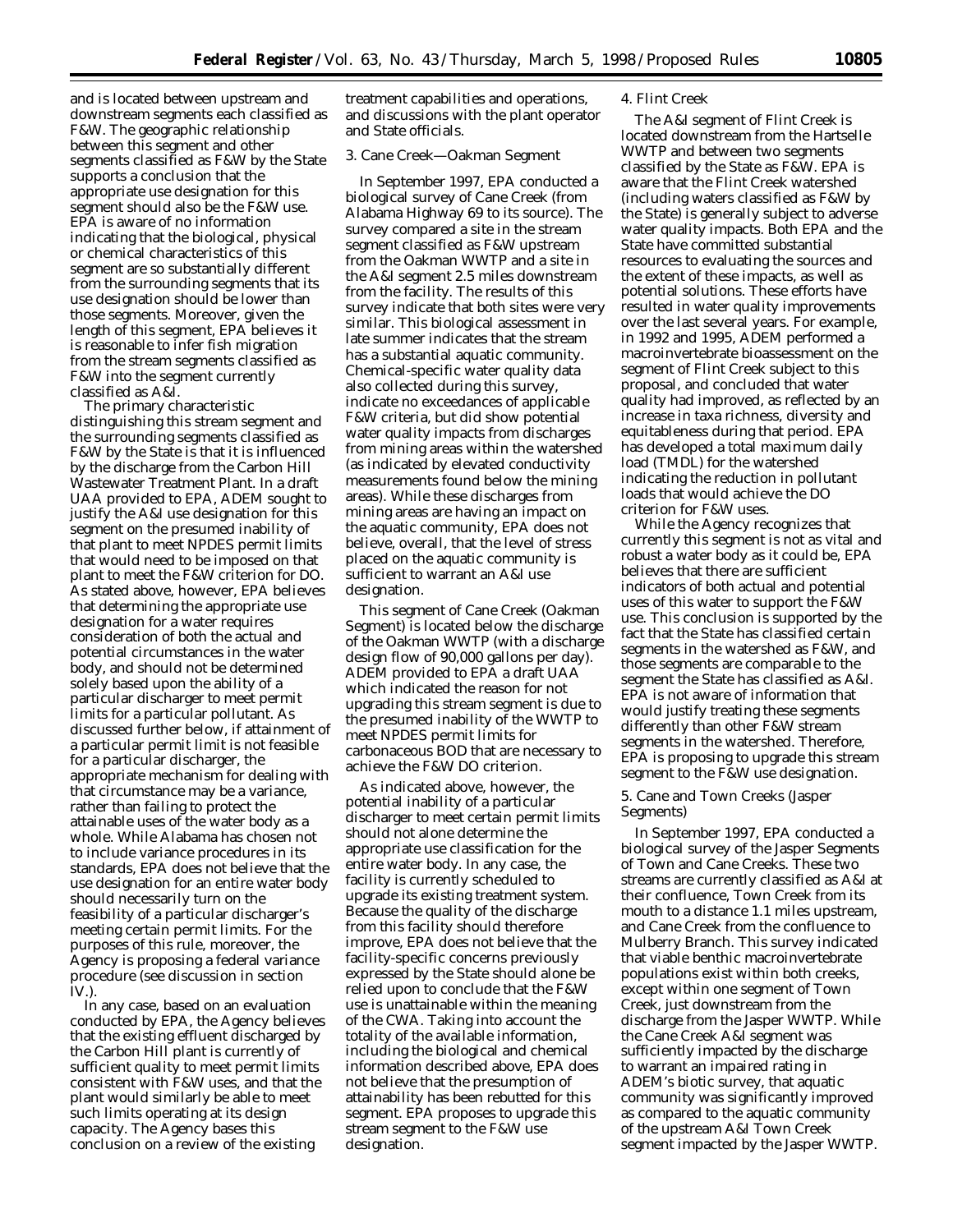and is located between upstream and downstream segments each classified as F&W. The geographic relationship between this segment and other segments classified as F&W by the State supports a conclusion that the appropriate use designation for this segment should also be the F&W use. EPA is aware of no information indicating that the biological, physical or chemical characteristics of this segment are so substantially different from the surrounding segments that its use designation should be lower than those segments. Moreover, given the length of this segment, EPA believes it is reasonable to infer fish migration from the stream segments classified as F&W into the segment currently classified as A&I.

The primary characteristic distinguishing this stream segment and the surrounding segments classified as F&W by the State is that it is influenced by the discharge from the Carbon Hill Wastewater Treatment Plant. In a draft UAA provided to EPA, ADEM sought to justify the A&I use designation for this segment on the presumed inability of that plant to meet NPDES permit limits that would need to be imposed on that plant to meet the F&W criterion for DO. As stated above, however, EPA believes that determining the appropriate use designation for a water requires consideration of both the actual and potential circumstances in the water body, and should not be determined solely based upon the ability of a particular discharger to meet permit limits for a particular pollutant. As discussed further below, if attainment of a particular permit limit is not feasible for a particular discharger, the appropriate mechanism for dealing with that circumstance may be a variance, rather than failing to protect the attainable uses of the water body as a whole. While Alabama has chosen not to include variance procedures in its standards, EPA does not believe that the use designation for an entire water body should necessarily turn on the feasibility of a particular discharger's meeting certain permit limits. For the purposes of this rule, moreover, the Agency is proposing a federal variance procedure (see discussion in section IV.).

In any case, based on an evaluation conducted by EPA, the Agency believes that the existing effluent discharged by the Carbon Hill plant is currently of sufficient quality to meet permit limits consistent with F&W uses, and that the plant would similarly be able to meet such limits operating at its design capacity. The Agency bases this conclusion on a review of the existing treatment capabilities and operations, and discussions with the plant operator and State officials.

3. Cane Creek—Oakman Segment

In September 1997, EPA conducted a biological survey of Cane Creek (from Alabama Highway 69 to its source). The survey compared a site in the stream segment classified as F&W upstream from the Oakman WWTP and a site in the A&I segment 2.5 miles downstream from the facility. The results of this survey indicate that both sites were very similar. This biological assessment in late summer indicates that the stream has a substantial aquatic community. Chemical-specific water quality data also collected during this survey, indicate no exceedances of applicable F&W criteria, but did show potential water quality impacts from discharges from mining areas within the watershed (as indicated by elevated conductivity measurements found below the mining areas). While these discharges from mining areas are having an impact on the aquatic community, EPA does not believe, overall, that the level of stress placed on the aquatic community is sufficient to warrant an A&I use designation.

This segment of Cane Creek (Oakman Segment) is located below the discharge of the Oakman WWTP (with a discharge design flow of 90,000 gallons per day). ADEM provided to EPA a draft UAA which indicated the reason for not upgrading this stream segment is due to the presumed inability of the WWTP to meet NPDES permit limits for carbonaceous BOD that are necessary to achieve the F&W DO criterion.

As indicated above, however, the potential inability of a particular discharger to meet certain permit limits should not alone determine the appropriate use classification for the entire water body. In any case, the facility is currently scheduled to upgrade its existing treatment system. Because the quality of the discharge from this facility should therefore improve, EPA does not believe that the facility-specific concerns previously expressed by the State should alone be relied upon to conclude that the F&W use is unattainable within the meaning of the CWA. Taking into account the totality of the available information, including the biological and chemical information described above, EPA does not believe that the presumption of attainability has been rebutted for this segment. EPA proposes to upgrade this stream segment to the F&W use designation.

4. Flint Creek

The A&I segment of Flint Creek is located downstream from the Hartselle WWTP and between two segments classified by the State as F&W. EPA is aware that the Flint Creek watershed (including waters classified as F&W by the State) is generally subject to adverse water quality impacts. Both EPA and the State have committed substantial resources to evaluating the sources and the extent of these impacts, as well as potential solutions. These efforts have resulted in water quality improvements over the last several years. For example, in 1992 and 1995, ADEM performed a macroinvertebrate bioassessment on the segment of Flint Creek subject to this proposal, and concluded that water quality had improved, as reflected by an increase in taxa richness, diversity and equitableness during that period. EPA has developed a total maximum daily load (TMDL) for the watershed indicating the reduction in pollutant loads that would achieve the DO criterion for F&W uses.

While the Agency recognizes that currently this segment is not as vital and robust a water body as it could be, EPA believes that there are sufficient indicators of both actual and potential uses of this water to support the F&W use. This conclusion is supported by the fact that the State has classified certain segments in the watershed as F&W, and those segments are comparable to the segment the State has classified as A&I. EPA is not aware of information that would justify treating these segments differently than other F&W stream segments in the watershed. Therefore, EPA is proposing to upgrade this stream segment to the F&W use designation.

5. Cane and Town Creeks (Jasper Segments)

In September 1997, EPA conducted a biological survey of the Jasper Segments of Town and Cane Creeks. These two streams are currently classified as A&I at their confluence, Town Creek from its mouth to a distance 1.1 miles upstream, and Cane Creek from the confluence to Mulberry Branch. This survey indicated that viable benthic macroinvertebrate populations exist within both creeks, except within one segment of Town Creek, just downstream from the discharge from the Jasper WWTP. While the Cane Creek A&I segment was sufficiently impacted by the discharge to warrant an impaired rating in ADEM's biotic survey, that aquatic community was significantly improved as compared to the aquatic community of the upstream A&I Town Creek segment impacted by the Jasper WWTP.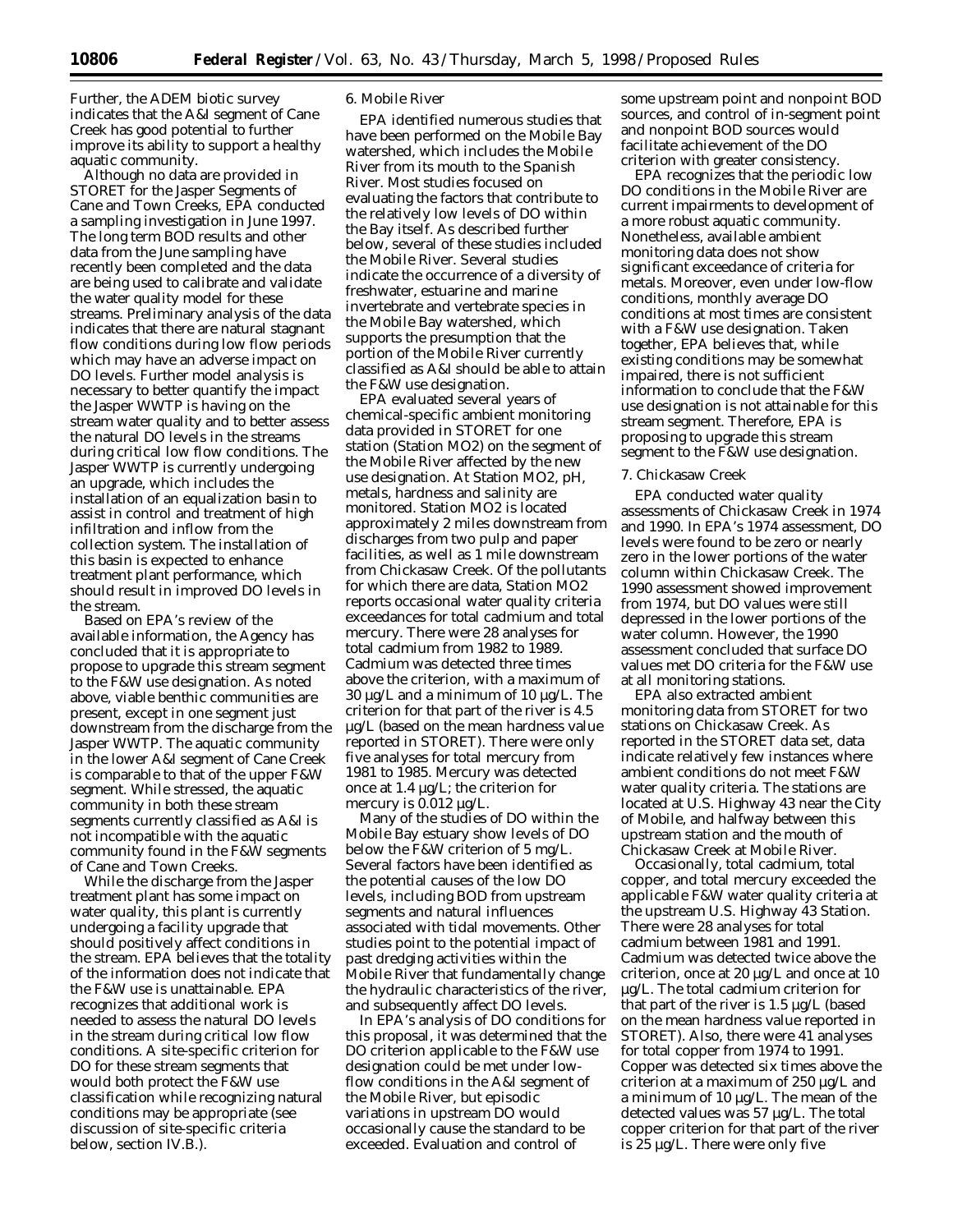Further, the ADEM biotic survey indicates that the A&I segment of Cane Creek has good potential to further improve its ability to support a healthy aquatic community.

Although no data are provided in STORET for the Jasper Segments of Cane and Town Creeks, EPA conducted a sampling investigation in June 1997. The long term BOD results and other data from the June sampling have recently been completed and the data are being used to calibrate and validate the water quality model for these streams. Preliminary analysis of the data indicates that there are natural stagnant flow conditions during low flow periods which may have an adverse impact on DO levels. Further model analysis is necessary to better quantify the impact the Jasper WWTP is having on the stream water quality and to better assess the natural DO levels in the streams during critical low flow conditions. The Jasper WWTP is currently undergoing an upgrade, which includes the installation of an equalization basin to assist in control and treatment of high infiltration and inflow from the collection system. The installation of this basin is expected to enhance treatment plant performance, which should result in improved DO levels in the stream.

Based on EPA's review of the available information, the Agency has concluded that it is appropriate to propose to upgrade this stream segment to the F&W use designation. As noted above, viable benthic communities are present, except in one segment just downstream from the discharge from the Jasper WWTP. The aquatic community in the lower A&I segment of Cane Creek is comparable to that of the upper F&W segment. While stressed, the aquatic community in both these stream segments currently classified as A&I is not incompatible with the aquatic community found in the F&W segments of Cane and Town Creeks.

While the discharge from the Jasper treatment plant has some impact on water quality, this plant is currently undergoing a facility upgrade that should positively affect conditions in the stream. EPA believes that the totality of the information does not indicate that the F&W use is unattainable. EPA recognizes that additional work is needed to assess the natural DO levels in the stream during critical low flow conditions. A site-specific criterion for DO for these stream segments that would both protect the F&W use classification while recognizing natural conditions may be appropriate (see discussion of site-specific criteria below, section IV.B.).

6. Mobile River

EPA identified numerous studies that have been performed on the Mobile Bay watershed, which includes the Mobile River from its mouth to the Spanish River. Most studies focused on evaluating the factors that contribute to the relatively low levels of DO within the Bay itself. As described further below, several of these studies included the Mobile River. Several studies indicate the occurrence of a diversity of freshwater, estuarine and marine invertebrate and vertebrate species in the Mobile Bay watershed, which supports the presumption that the portion of the Mobile River currently classified as A&I should be able to attain the F&W use designation.

EPA evaluated several years of chemical-specific ambient monitoring data provided in STORET for one station (Station MO2) on the segment of the Mobile River affected by the new use designation. At Station MO2, pH, metals, hardness and salinity are monitored. Station MO2 is located approximately 2 miles downstream from discharges from two pulp and paper facilities, as well as 1 mile downstream from Chickasaw Creek. Of the pollutants for which there are data, Station MO2 reports occasional water quality criteria exceedances for total cadmium and total mercury. There were 28 analyses for total cadmium from 1982 to 1989. Cadmium was detected three times above the criterion, with a maximum of 30 μg/L and a minimum of 10 μg/L. The criterion for that part of the river is 4.5 μg/L (based on the mean hardness value reported in STORET). There were only five analyses for total mercury from 1981 to 1985. Mercury was detected once at 1.4 μg/L; the criterion for mercury is 0.012 μg/L.

Many of the studies of DO within the Mobile Bay estuary show levels of DO below the F&W criterion of 5 mg/L. Several factors have been identified as the potential causes of the low DO levels, including BOD from upstream segments and natural influences associated with tidal movements. Other studies point to the potential impact of past dredging activities within the Mobile River that fundamentally change the hydraulic characteristics of the river, and subsequently affect DO levels.

In EPA's analysis of DO conditions for this proposal, it was determined that the DO criterion applicable to the F&W use designation could be met under low-flow conditions in the A&I segment of the Mobile River, but episodic variations in upstream DO would occasionally cause the standard to be exceeded. Evaluation and control of some upstream point and nonpoint BOD sources, and control of in-segment point and nonpoint BOD sources would facilitate achievement of the DO criterion with greater consistency.

EPA recognizes that the periodic low DO conditions in the Mobile River are current impairments to development of a more robust aquatic community. Nonetheless, available ambient monitoring data does not show significant exceedance of criteria for metals. Moreover, even under low-flow conditions, monthly average DO conditions at most times are consistent with a F&W use designation. Taken together, EPA believes that, while existing conditions may be somewhat impaired, there is not sufficient information to conclude that the F&W use designation is not attainable for this stream segment. Therefore, EPA is proposing to upgrade this stream segment to the F&W use designation.

7. Chickasaw Creek

EPA conducted water quality assessments of Chickasaw Creek in 1974 and 1990. In EPA's 1974 assessment, DO levels were found to be zero or nearly zero in the lower portions of the water column within Chickasaw Creek. The 1990 assessment showed improvement from 1974, but DO values were still depressed in the lower portions of the water column. However, the 1990 assessment concluded that surface DO values met DO criteria for the F&W use at all monitoring stations.

EPA also extracted ambient monitoring data from STORET for two stations on Chickasaw Creek. As reported in the STORET data set, data indicate relatively few instances where ambient conditions do not meet F&W water quality criteria. The stations are located at U.S. Highway 43 near the City of Mobile, and halfway between this upstream station and the mouth of Chickasaw Creek at Mobile River.

Occasionally, total cadmium, total copper, and total mercury exceeded the applicable F&W water quality criteria at the upstream U.S. Highway 43 Station. There were 28 analyses for total cadmium between 1981 and 1991. Cadmium was detected twice above the criterion, once at 20 μg/L and once at 10 μg/L. The total cadmium criterion for that part of the river is 1.5 μg/L (based on the mean hardness value reported in STORET). Also, there were 41 analyses for total copper from 1974 to 1991. Copper was detected six times above the criterion at a maximum of 250 μg/L and a minimum of 10 μg/L. The mean of the detected values was 57 μg/L. The total copper criterion for that part of the river is 25 μg/L. There were only five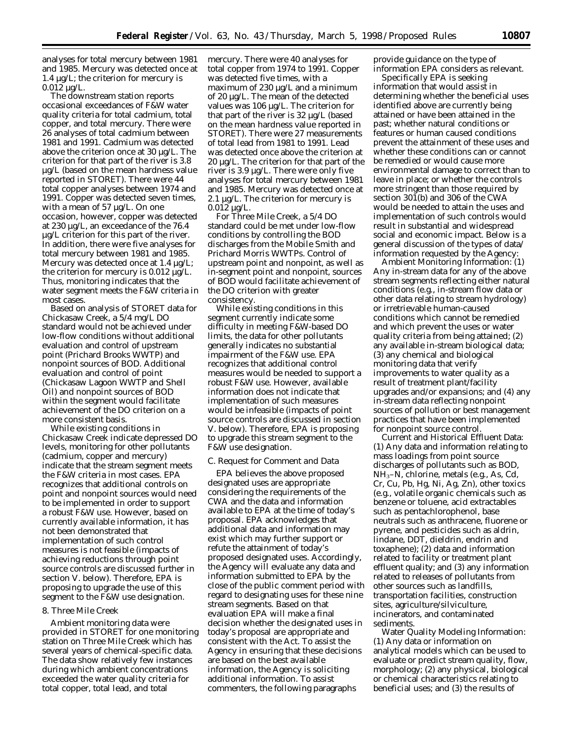analyses for total mercury between 1981 and 1985. Mercury was detected once at 1.4 µg/L; the criterion for mercury is 0.012 µg/L.

The downstream station reports occasional exceedances of F&W water quality criteria for total cadmium, total copper, and total mercury. There were 26 analyses of total cadmium between 1981 and 1991. Cadmium was detected above the criterion once at 30 µg/L. The criterion for that part of the river is 3.8 µg/L (based on the mean hardness value reported in STORET). There were 44 total copper analyses between 1974 and 1991. Copper was detected seven times, with a mean of 57 µg/L. On one occasion, however, copper was detected at 230 µg/L, an exceedance of the 76.4 µg/L criterion for this part of the river. In addition, there were five analyses for total mercury between 1981 and 1985. Mercury was detected once at 1.4 µg/L; the criterion for mercury is 0.012 µg/L. Thus, monitoring indicates that the water segment meets the F&W criteria in most cases.

Based on analysis of STORET data for Chickasaw Creek, a 5/4 mg/L DO standard would not be achieved under low-flow conditions without additional evaluation and control of upstream point (Prichard Brooks WWTP) and nonpoint sources of BOD. Additional evaluation and control of point (Chickasaw Lagoon WWTP and Shell Oil) and nonpoint sources of BOD within the segment would facilitate achievement of the DO criterion on a more consistent basis.

While existing conditions in Chickasaw Creek indicate depressed DO levels, monitoring for other pollutants (cadmium, copper and mercury) indicate that the stream segment meets the F&W criteria in most cases. EPA recognizes that additional controls on point and nonpoint sources would need to be implemented in order to support a robust F&W use. However, based on currently available information, it has not been demonstrated that implementation of such control measures is not feasible (impacts of achieving reductions through point source controls are discussed further in section V. below). Therefore, EPA is proposing to upgrade the use of this segment to the F&W use designation.

*8. Three Mile Creek*

Ambient monitoring data were provided in STORET for one monitoring station on Three Mile Creek which has several years of chemical-specific data. The data show relatively few instances during which ambient concentrations exceeded the water quality criteria for total copper, total lead, and total mercury. There were 40 analyses for total copper from 1974 to 1991. Copper was detected five times, with a maximum of 230 µg/L and a minimum of 20 µg/L. The mean of the detected values was 106 µg/L. The criterion for that part of the river is 32 µg/L (based on the mean hardness value reported in STORET). There were 27 measurements of total lead from 1981 to 1991. Lead was detected once above the criterion at 20 µg/L. The criterion for that part of the river is 3.9 µg/L. There were only five analyses for total mercury between 1981 and 1985. Mercury was detected once at 2.1 µg/L. The criterion for mercury is 0.012 µg/L.

For Three Mile Creek, a 5/4 DO standard could be met under low-flow conditions by controlling the BOD discharges from the Mobile Smith and Prichard Morris WWTPs. Control of upstream point and nonpoint, as well as in-segment point and nonpoint, sources of BOD would facilitate achievement of the DO criterion with greater consistency.

While existing conditions in this segment currently indicate some difficulty in meeting F&W-based DO limits, the data for other pollutants generally indicates no substantial impairment of the F&W use. EPA recognizes that additional control measures would be needed to support a robust F&W use. However, available information does not indicate that implementation of such measures would be infeasible (impacts of point source controls are discussed in section V. below). Therefore, EPA is proposing to upgrade this stream segment to the F&W use designation.

*C. Request for Comment and Data*

EPA believes the above proposed designated uses are appropriate considering the requirements of the CWA and the data and information available to EPA at the time of today's proposal. EPA acknowledges that additional data and information may exist which may further support or refute the attainment of today's proposed designated uses. Accordingly, the Agency will evaluate any data and information submitted to EPA by the close of the public comment period with regard to designating uses for these nine stream segments. Based on that evaluation EPA will make a final decision whether the designated uses in today's proposal are appropriate and consistent with the Act. To assist the Agency in ensuring that these decisions are based on the best available information, the Agency is soliciting additional information. To assist commenters, the following paragraphs provide guidance on the type of information EPA considers as relevant.

Specifically EPA is seeking information that would assist in determining whether the beneficial uses identified above are currently being attained or have been attained in the past; whether natural conditions or features or human caused conditions prevent the attainment of these uses and whether these conditions can or cannot be remedied or would cause more environmental damage to correct than to leave in place; or whether the controls more stringent than those required by section 301(b) and 306 of the CWA would be needed to attain the uses and implementation of such controls would result in substantial and widespread social and economic impact. Below is a general discussion of the types of data/information requested by the Agency:

*Ambient Monitoring Information:* (1) Any in-stream data for any of the above stream segments reflecting either natural conditions (e.g., in-stream flow data or other data relating to stream hydrology) or irretrievable human-caused conditions which cannot be remedied and which prevent the uses or water quality criteria from being attained; (2) any available in-stream biological data; (3) any chemical and biological monitoring data that verify improvements to water quality as a result of treatment plant/facility upgrades and/or expansions; and (4) any in-stream data reflecting nonpoint sources of pollution or best management practices that have been implemented for nonpoint source control.

*Current and Historical Effluent Data:* (1) Any data and information relating to mass loadings from point source discharges of pollutants such as BOD, $NH_3$–N, chlorine, metals (e.g., As, Cd, Cr, Cu, Pb, Hg, Ni, Ag, Zn), other toxics (e.g., volatile organic chemicals such as benzene or toluene, acid extractables such as pentachlorophenol, base neutrals such as anthracene, fluorene or pyrene, and pesticides such as aldrin, lindane, DDT, dieldrin, endrin and toxaphene); (2) data and information related to facility or treatment plant effluent quality; and (3) any information related to releases of pollutants from other sources such as landfills, transportation facilities, construction sites, agriculture/silviculture, incinerators, and contaminated sediments.

*Water Quality Modeling Information:* (1) Any data or information on analytical models which can be used to evaluate or predict stream quality, flow, morphology; (2) any physical, biological or chemical characteristics relating to beneficial uses; and (3) the results of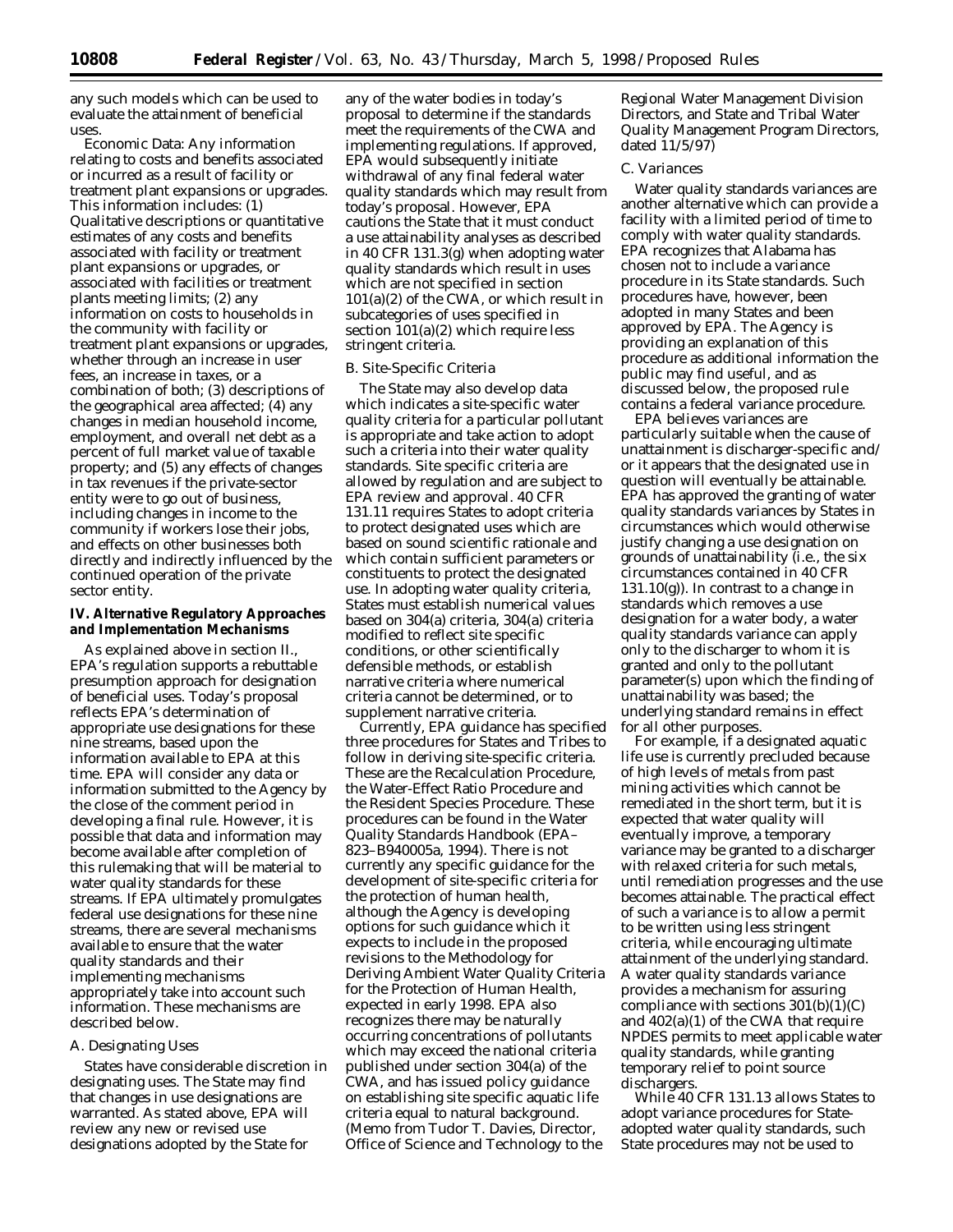any such models which can be used to evaluate the attainment of beneficial uses.

Economic Data: Any information relating to costs and benefits associated or incurred as a result of facility or treatment plant expansions or upgrades. This information includes: (1) Qualitative descriptions or quantitative estimates of any costs and benefits associated with facility or treatment plant expansions or upgrades, or associated with facilities or treatment plants meeting limits; (2) any information on costs to households in the community with facility or treatment plant expansions or upgrades, whether through an increase in user fees, an increase in taxes, or a combination of both; (3) descriptions of the geographical area affected; (4) any changes in median household income, employment, and overall net debt as a percent of full market value of taxable property; and (5) any effects of changes in tax revenues if the private-sector entity were to go out of business, including changes in income to the community if workers lose their jobs, and effects on other businesses both directly and indirectly influenced by the continued operation of the private sector entity.

## IV. Alternative Regulatory Approaches and Implementation Mechanisms

As explained above in section II., EPA's regulation supports a rebuttable presumption approach for designation of beneficial uses. Today's proposal reflects EPA's determination of appropriate use designations for these nine streams, based upon the information available to EPA at this time. EPA will consider any data or information submitted to the Agency by the close of the comment period in developing a final rule. However, it is possible that data and information may become available after completion of this rulemaking that will be material to water quality standards for these streams. If EPA ultimately promulgates federal use designations for these nine streams, there are several mechanisms available to ensure that the water quality standards and their implementing mechanisms appropriately take into account such information. These mechanisms are described below.

### A. Designating Uses

States have considerable discretion in designating uses. The State may find that changes in use designations are warranted. As stated above, EPA will review any new or revised use designations adopted by the State for any of the water bodies in today's proposal to determine if the standards meet the requirements of the CWA and implementing regulations. If approved, EPA would subsequently initiate withdrawal of any final federal water quality standards which may result from today's proposal. However, EPA cautions the State that it must conduct a use attainability analyses as described in 40 CFR 131.3(g) when adopting water quality standards which result in uses which are not specified in section 101(a)(2) of the CWA, or which result in subcategories of uses specified in section 101(a)(2) which require less stringent criteria.

### B. Site-Specific Criteria

The State may also develop data which indicates a site-specific water quality criteria for a particular pollutant is appropriate and take action to adopt such a criteria into their water quality standards. Site specific criteria are allowed by regulation and are subject to EPA review and approval. 40 CFR 131.11 requires States to adopt criteria to protect designated uses which are based on sound scientific rationale and which contain sufficient parameters or constituents to protect the designated use. In adopting water quality criteria, States must establish numerical values based on 304(a) criteria, 304(a) criteria modified to reflect site specific conditions, or other scientifically defensible methods, or establish narrative criteria where numerical criteria cannot be determined, or to supplement narrative criteria.

Currently, EPA guidance has specified three procedures for States and Tribes to follow in deriving site-specific criteria. These are the Recalculation Procedure, the Water-Effect Ratio Procedure and the Resident Species Procedure. These procedures can be found in the Water Quality Standards Handbook (EPA–823–B940005a, 1994). There is not currently any specific guidance for the development of site-specific criteria for the protection of human health, although the Agency is developing options for such guidance which it expects to include in the proposed revisions to the Methodology for Deriving Ambient Water Quality Criteria for the Protection of Human Health, expected in early 1998. EPA also recognizes there may be naturally occurring concentrations of pollutants which may exceed the national criteria published under section 304(a) of the CWA, and has issued policy guidance on establishing site specific aquatic life criteria equal to natural background. (Memo from Tudor T. Davies, Director, Office of Science and Technology to the Regional Water Management Division Directors, and State and Tribal Water Quality Management Program Directors, dated 11/5/97)

### C. Variances

Water quality standards variances are another alternative which can provide a facility with a limited period of time to comply with water quality standards. EPA recognizes that Alabama has chosen not to include a variance procedure in its State standards. Such procedures have, however, been adopted in many States and been approved by EPA. The Agency is providing an explanation of this procedure as additional information the public may find useful, and as discussed below, the proposed rule contains a federal variance procedure.

EPA believes variances are particularly suitable when the cause of unattainment is discharger-specific and/or it appears that the designated use in question will eventually be attainable. EPA has approved the granting of water quality standards variances by States in circumstances which would otherwise justify changing a use designation on grounds of unattainability (i.e., the six circumstances contained in 40 CFR 131.10(g)). In contrast to a change in standards which removes a use designation for a water body, a water quality standards variance can apply only to the discharger to whom it is granted and only to the pollutant parameter(s) upon which the finding of unattainability was based; the underlying standard remains in effect for all other purposes.

For example, if a designated aquatic life use is currently precluded because of high levels of metals from past mining activities which cannot be remediated in the short term, but it is expected that water quality will eventually improve, a temporary variance may be granted to a discharger with relaxed criteria for such metals, until remediation progresses and the use becomes attainable. The practical effect of such a variance is to allow a permit to be written using less stringent criteria, while encouraging ultimate attainment of the underlying standard. A water quality standards variance provides a mechanism for assuring compliance with sections 301(b)(1)(C) and 402(a)(1) of the CWA that require NPDES permits to meet applicable water quality standards, while granting temporary relief to point source dischargers.

While 40 CFR 131.13 allows States to adopt variance procedures for State-adopted water quality standards, such State procedures may not be used to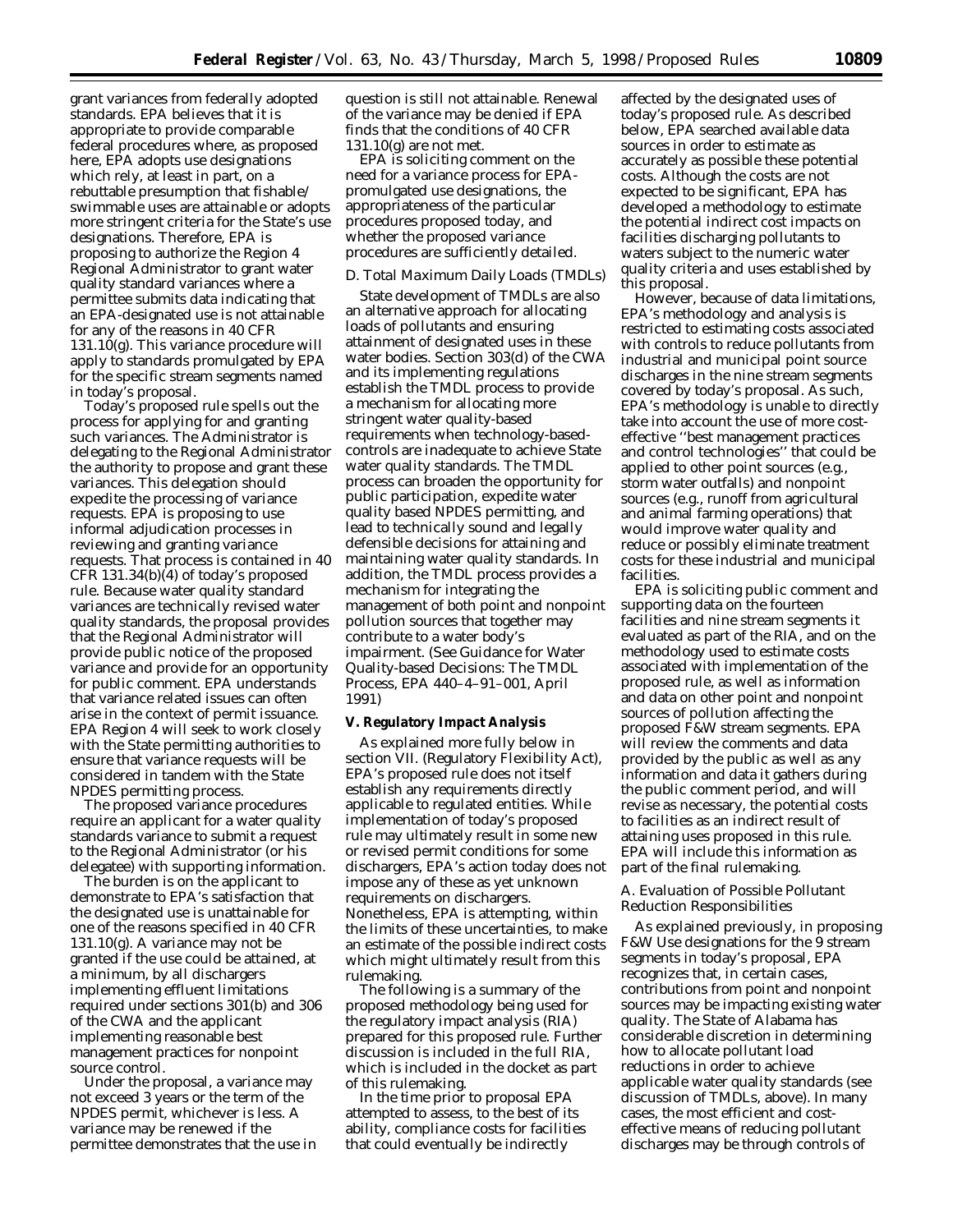grant variances from federally adopted standards. EPA believes that it is appropriate to provide comparable federal procedures where, as proposed here, EPA adopts use designations which rely, at least in part, on a rebuttable presumption that fishable/swimmable uses are attainable or adopts more stringent criteria for the State's use designations. Therefore, EPA is proposing to authorize the Region 4 Regional Administrator to grant water quality standard variances where a permittee submits data indicating that an EPA-designated use is not attainable for any of the reasons in 40 CFR 131.10(g). This variance procedure will apply to standards promulgated by EPA for the specific stream segments named in today's proposal.

Today's proposed rule spells out the process for applying for and granting such variances. The Administrator is delegating to the Regional Administrator the authority to propose and grant these variances. This delegation should expedite the processing of variance requests. EPA is proposing to use informal adjudication processes in reviewing and granting variance requests. That process is contained in 40 CFR 131.34(b)(4) of today's proposed rule. Because water quality standard variances are technically revised water quality standards, the proposal provides that the Regional Administrator will provide public notice of the proposed variance and provide for an opportunity for public comment. EPA understands that variance related issues can often arise in the context of permit issuance. EPA Region 4 will seek to work closely with the State permitting authorities to ensure that variance requests will be considered in tandem with the State NPDES permitting process.

The proposed variance procedures require an applicant for a water quality standards variance to submit a request to the Regional Administrator (or his delegatee) with supporting information.

The burden is on the applicant to demonstrate to EPA's satisfaction that the designated use is unattainable for one of the reasons specified in 40 CFR 131.10(g). A variance may not be granted if the use could be attained, at a minimum, by all dischargers implementing effluent limitations required under sections 301(b) and 306 of the CWA and the applicant implementing reasonable best management practices for nonpoint source control.

Under the proposal, a variance may not exceed 3 years or the term of the NPDES permit, whichever is less. A variance may be renewed if the permittee demonstrates that the use in question is still not attainable. Renewal of the variance may be denied if EPA finds that the conditions of 40 CFR 131.10(g) are not met.

EPA is soliciting comment on the need for a variance process for EPA-promulgated use designations, the appropriateness of the particular procedures proposed today, and whether the proposed variance procedures are sufficiently detailed.

### D. Total Maximum Daily Loads (TMDLs)

State development of TMDLs are also an alternative approach for allocating loads of pollutants and ensuring attainment of designated uses in these water bodies. Section 303(d) of the CWA and its implementing regulations establish the TMDL process to provide a mechanism for allocating more stringent water quality-based requirements when technology-based-controls are inadequate to achieve State water quality standards. The TMDL process can broaden the opportunity for public participation, expedite water quality based NPDES permitting, and lead to technically sound and legally defensible decisions for attaining and maintaining water quality standards. In addition, the TMDL process provides a mechanism for integrating the management of both point and nonpoint pollution sources that together may contribute to a water body's impairment. (See Guidance for Water Quality-based Decisions: The TMDL Process, EPA 440–4–91–001, April 1991)

## V. Regulatory Impact Analysis

As explained more fully below in section VII. (Regulatory Flexibility Act), EPA's proposed rule does not itself establish any requirements directly applicable to regulated entities. While implementation of today's proposed rule may ultimately result in some new or revised permit conditions for some dischargers, EPA's action today does not impose any of these as yet unknown requirements on dischargers. Nonetheless, EPA is attempting, within the limits of these uncertainties, to make an estimate of the possible indirect costs which might ultimately result from this rulemaking.

The following is a summary of the proposed methodology being used for the regulatory impact analysis (RIA) prepared for this proposed rule. Further discussion is included in the full RIA, which is included in the docket as part of this rulemaking.

In the time prior to proposal EPA attempted to assess, to the best of its ability, compliance costs for facilities that could eventually be indirectly affected by the designated uses of today's proposed rule. As described below, EPA searched available data sources in order to estimate as accurately as possible these potential costs. Although the costs are not expected to be significant, EPA has developed a methodology to estimate the potential indirect cost impacts on facilities discharging pollutants to waters subject to the numeric water quality criteria and uses established by this proposal.

However, because of data limitations, EPA's methodology and analysis is restricted to estimating costs associated with controls to reduce pollutants from industrial and municipal point source discharges in the nine stream segments covered by today's proposal. As such, EPA's methodology is unable to directly take into account the use of more cost-effective "best management practices and control technologies" that could be applied to other point sources (e.g., storm water outfalls) and nonpoint sources (e.g., runoff from agricultural and animal farming operations) that would improve water quality and reduce or possibly eliminate treatment costs for these industrial and municipal facilities.

EPA is soliciting public comment and supporting data on the fourteen facilities and nine stream segments it evaluated as part of the RIA, and on the methodology used to estimate costs associated with implementation of the proposed rule, as well as information and data on other point and nonpoint sources of pollution affecting the proposed F&W stream segments. EPA will review the comments and data provided by the public as well as any information and data it gathers during the public comment period, and will revise as necessary, the potential costs to facilities as an indirect result of attaining uses proposed in this rule. EPA will include this information as part of the final rulemaking.

### A. Evaluation of Possible Pollutant Reduction Responsibilities

As explained previously, in proposing F&W Use designations for the 9 stream segments in today's proposal, EPA recognizes that, in certain cases, contributions from point and nonpoint sources may be impacting existing water quality. The State of Alabama has considerable discretion in determining how to allocate pollutant load reductions in order to achieve applicable water quality standards (see discussion of TMDLs, above). In many cases, the most efficient and cost-effective means of reducing pollutant discharges may be through controls of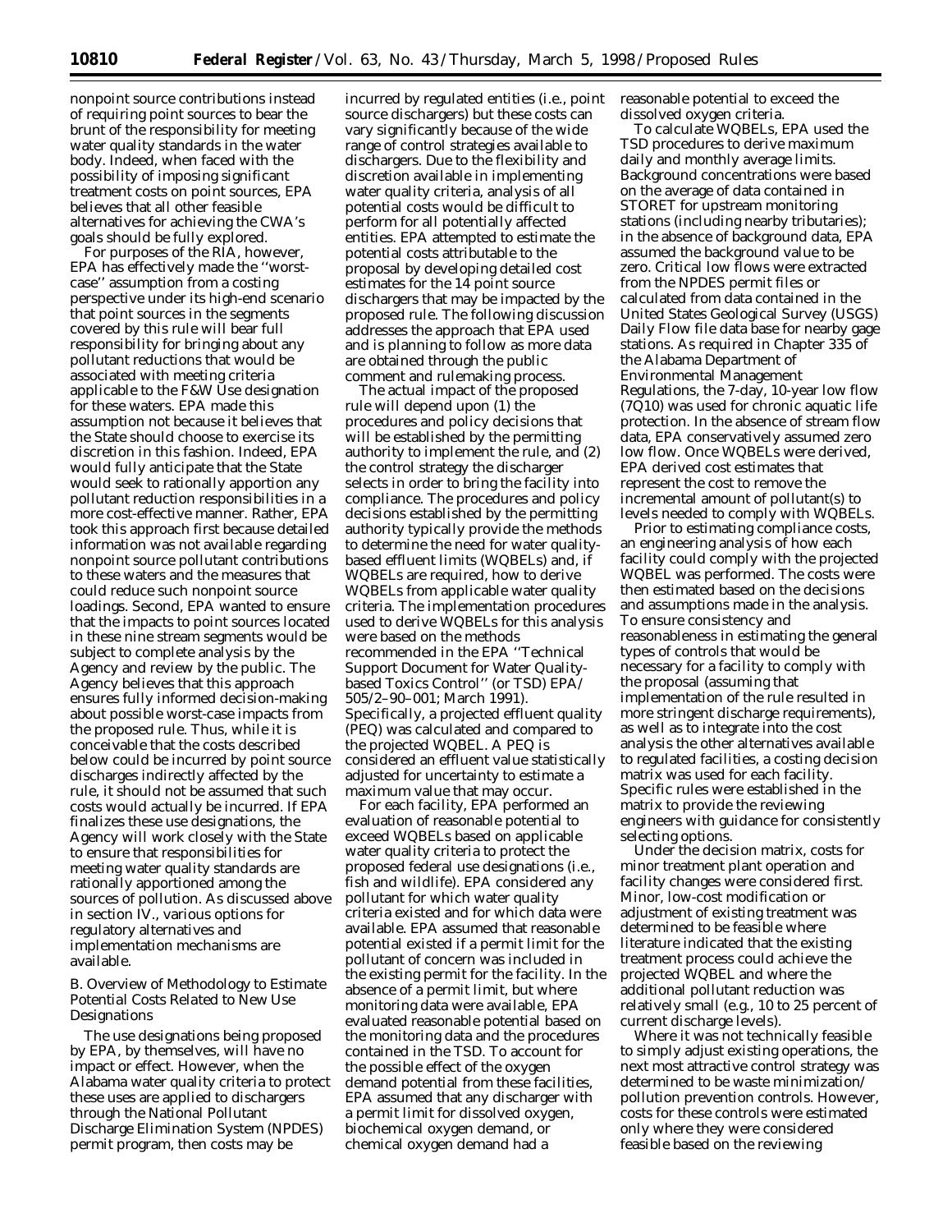nonpoint source contributions instead of requiring point sources to bear the brunt of the responsibility for meeting water quality standards in the water body. Indeed, when faced with the possibility of imposing significant treatment costs on point sources, EPA believes that all other feasible alternatives for achieving the CWA's goals should be fully explored.

For purposes of the RIA, however, EPA has effectively made the ''worst-case'' assumption from a costing perspective under its high-end scenario that point sources in the segments covered by this rule will bear full responsibility for bringing about any pollutant reductions that would be associated with meeting criteria applicable to the F&W Use designation for these waters. EPA made this assumption not because it believes that the State should choose to exercise its discretion in this fashion. Indeed, EPA would fully anticipate that the State would seek to rationally apportion any pollutant reduction responsibilities in a more cost-effective manner. Rather, EPA took this approach first because detailed information was not available regarding nonpoint source pollutant contributions to these waters and the measures that could reduce such nonpoint source loadings. Second, EPA wanted to ensure that the impacts to point sources located in these nine stream segments would be subject to complete analysis by the Agency and review by the public. The Agency believes that this approach ensures fully informed decision-making about possible worst-case impacts from the proposed rule. Thus, while it is conceivable that the costs described below could be incurred by point source discharges indirectly affected by the rule, it should not be assumed that such costs would actually be incurred. If EPA finalizes these use designations, the Agency will work closely with the State to ensure that responsibilities for meeting water quality standards are rationally apportioned among the sources of pollution. As discussed above in section IV., various options for regulatory alternatives and implementation mechanisms are available.

*B. Overview of Methodology to Estimate Potential Costs Related to New Use Designations*

The use designations being proposed by EPA, by themselves, will have no impact or effect. However, when the Alabama water quality criteria to protect these uses are applied to dischargers through the National Pollutant Discharge Elimination System (NPDES) permit program, then costs may be incurred by regulated entities (i.e., point source dischargers) but these costs can vary significantly because of the wide range of control strategies available to dischargers. Due to the flexibility and discretion available in implementing water quality criteria, analysis of all potential costs would be difficult to perform for all potentially affected entities. EPA attempted to estimate the potential costs attributable to the proposal by developing detailed cost estimates for the 14 point source dischargers that may be impacted by the proposed rule. The following discussion addresses the approach that EPA used and is planning to follow as more data are obtained through the public comment and rulemaking process.

The actual impact of the proposed rule will depend upon (1) the procedures and policy decisions that will be established by the permitting authority to implement the rule, and (2) the control strategy the discharger selects in order to bring the facility into compliance. The procedures and policy decisions established by the permitting authority typically provide the methods to determine the need for water quality-based effluent limits (WQBELs) and, if WQBELs are required, how to derive WQBELs from applicable water quality criteria. The implementation procedures used to derive WQBELs for this analysis were based on the methods recommended in the EPA ''Technical Support Document for Water Quality-based Toxics Control'' (or TSD) EPA/505/2–90–001; March 1991). Specifically, a projected effluent quality (PEQ) was calculated and compared to the projected WQBEL. A PEQ is considered an effluent value statistically adjusted for uncertainty to estimate a maximum value that may occur.

For each facility, EPA performed an evaluation of reasonable potential to exceed WQBELs based on applicable water quality criteria to protect the proposed federal use designations (i.e., fish and wildlife). EPA considered any pollutant for which water quality criteria existed and for which data were available. EPA assumed that reasonable potential existed if a permit limit for the pollutant of concern was included in the existing permit for the facility. In the absence of a permit limit, but where monitoring data were available, EPA evaluated reasonable potential based on the monitoring data and the procedures contained in the TSD. To account for the possible effect of the oxygen demand potential from these facilities, EPA assumed that any discharger with a permit limit for dissolved oxygen, biochemical oxygen demand, or chemical oxygen demand had a reasonable potential to exceed the dissolved oxygen criteria.

To calculate WQBELs, EPA used the TSD procedures to derive maximum daily and monthly average limits. Background concentrations were based on the average of data contained in STORET for upstream monitoring stations (including nearby tributaries); in the absence of background data, EPA assumed the background value to be zero. Critical low flows were extracted from the NPDES permit files or calculated from data contained in the United States Geological Survey (USGS) Daily Flow file data base for nearby gage stations. As required in Chapter 335 of the Alabama Department of Environmental Management Regulations, the 7-day, 10-year low flow (7Q10) was used for chronic aquatic life protection. In the absence of stream flow data, EPA conservatively assumed zero low flow. Once WQBELs were derived, EPA derived cost estimates that represent the cost to remove the incremental amount of pollutant(s) to levels needed to comply with WQBELs.

Prior to estimating compliance costs, an engineering analysis of how each facility could comply with the projected WQBEL was performed. The costs were then estimated based on the decisions and assumptions made in the analysis. To ensure consistency and reasonableness in estimating the general types of controls that would be necessary for a facility to comply with the proposal (assuming that implementation of the rule resulted in more stringent discharge requirements), as well as to integrate into the cost analysis the other alternatives available to regulated facilities, a costing decision matrix was used for each facility. Specific rules were established in the matrix to provide the reviewing engineers with guidance for consistently selecting options.

Under the decision matrix, costs for minor treatment plant operation and facility changes were considered first. Minor, low-cost modification or adjustment of existing treatment was determined to be feasible where literature indicated that the existing treatment process could achieve the projected WQBEL and where the additional pollutant reduction was relatively small (e.g., 10 to 25 percent of current discharge levels).

Where it was not technically feasible to simply adjust existing operations, the next most attractive control strategy was determined to be waste minimization/pollution prevention controls. However, costs for these controls were estimated only where they were considered feasible based on the reviewing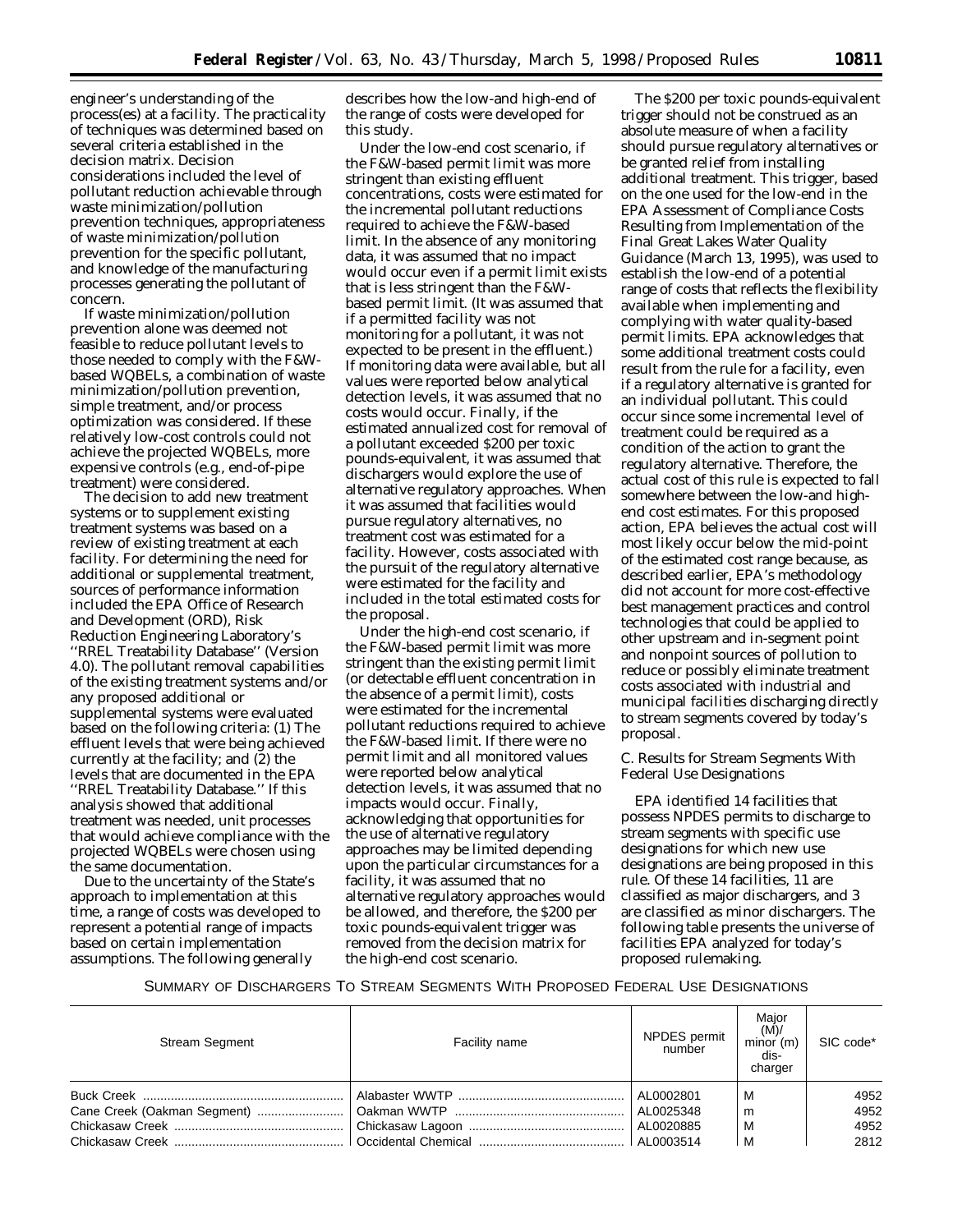engineer's understanding of the process(es) at a facility. The practicality of techniques was determined based on several criteria established in the decision matrix. Decision considerations included the level of pollutant reduction achievable through waste minimization/pollution prevention techniques, appropriateness of waste minimization/pollution prevention for the specific pollutant, and knowledge of the manufacturing processes generating the pollutant of concern.

If waste minimization/pollution prevention alone was deemed not feasible to reduce pollutant levels to those needed to comply with the F&W-based WQBELs, a combination of waste minimization/pollution prevention, simple treatment, and/or process optimization was considered. If these relatively low-cost controls could not achieve the projected WQBELs, more expensive controls (e.g., end-of-pipe treatment) were considered.

The decision to add new treatment systems or to supplement existing treatment systems was based on a review of existing treatment at each facility. For determining the need for additional or supplemental treatment, sources of performance information included the EPA Office of Research and Development (ORD), Risk Reduction Engineering Laboratory's ''RREL Treatability Database'' (Version 4.0). The pollutant removal capabilities of the existing treatment systems and/or any proposed additional or supplemental systems were evaluated based on the following criteria: (1) The effluent levels that were being achieved currently at the facility; and (2) the levels that are documented in the EPA ''RREL Treatability Database.'' If this analysis showed that additional treatment was needed, unit processes that would achieve compliance with the projected WQBELs were chosen using the same documentation.

Due to the uncertainty of the State's approach to implementation at this time, a range of costs was developed to represent a potential range of impacts based on certain implementation assumptions. The following generally describes how the low-and high-end of the range of costs were developed for this study.

Under the low-end cost scenario, if the F&W-based permit limit was more stringent than existing effluent concentrations, costs were estimated for the incremental pollutant reductions required to achieve the F&W-based limit. In the absence of any monitoring data, it was assumed that no impact would occur even if a permit limit exists that is less stringent than the F&W-based permit limit. (It was assumed that if a permitted facility was not monitoring for a pollutant, it was not expected to be present in the effluent.) If monitoring data were available, but all values were reported below analytical detection levels, it was assumed that no costs would occur. Finally, if the estimated annualized cost for removal of a pollutant exceeded $200 per toxic pounds-equivalent, it was assumed that dischargers would explore the use of alternative regulatory approaches. When it was assumed that facilities would pursue regulatory alternatives, no treatment cost was estimated for a facility. However, costs associated with the pursuit of the regulatory alternative were estimated for the facility and included in the total estimated costs for the proposal.

Under the high-end cost scenario, if the F&W-based permit limit was more stringent than the existing permit limit (or detectable effluent concentration in the absence of a permit limit), costs were estimated for the incremental pollutant reductions required to achieve the F&W-based limit. If there were no permit limit and all monitored values were reported below analytical detection levels, it was assumed that no impacts would occur. Finally, acknowledging that opportunities for the use of alternative regulatory approaches may be limited depending upon the particular circumstances for a facility, it was assumed that no alternative regulatory approaches would be allowed, and therefore, the $200 per toxic pounds-equivalent trigger was removed from the decision matrix for the high-end cost scenario.

The $200 per toxic pounds-equivalent trigger should not be construed as an absolute measure of when a facility should pursue regulatory alternatives or be granted relief from installing additional treatment. This trigger, based on the one used for the low-end in the EPA Assessment of Compliance Costs Resulting from Implementation of the Final Great Lakes Water Quality Guidance (March 13, 1995), was used to establish the low-end of a potential range of costs that reflects the flexibility available when implementing and complying with water quality-based permit limits. EPA acknowledges that some additional treatment costs could result from the rule for a facility, even if a regulatory alternative is granted for an individual pollutant. This could occur since some incremental level of treatment could be required as a condition of the action to grant the regulatory alternative. Therefore, the actual cost of this rule is expected to fall somewhere between the low-and high-end cost estimates. For this proposed action, EPA believes the actual cost will most likely occur below the mid-point of the estimated cost range because, as described earlier, EPA's methodology did not account for more cost-effective best management practices and control technologies that could be applied to other upstream and in-segment point and nonpoint sources of pollution to reduce or possibly eliminate treatment costs associated with industrial and municipal facilities discharging directly to stream segments covered by today's proposal.

## C. Results for Stream Segments With Federal Use Designations

EPA identified 14 facilities that possess NPDES permits to discharge to stream segments with specific use designations for which new use designations are being proposed in this rule. Of these 14 facilities, 11 are classified as major dischargers, and 3 are classified as minor dischargers. The following table presents the universe of facilities EPA analyzed for today's proposed rulemaking.

SUMMARY OF DISCHARGERS TO STREAM SEGMENTS WITH PROPOSED FEDERAL USE DESIGNATIONS

| Stream Segment | Facility name | NPDES permit number | Major (M)/ minor (m) discharger | SIC code* |
|---|---|---|---|---|
| Buck Creek | Alabaster WWTP | AL0002801 | M | 4952 |
| Cane Creek (Oakman Segment) | Oakman WWTP | AL0025348 | m | 4952 |
| Chickasaw Creek | Chickasaw Lagoon | AL0020885 | M | 4952 |
| Chickasaw Creek | Occidental Chemical | AL0003514 | M | 2812 |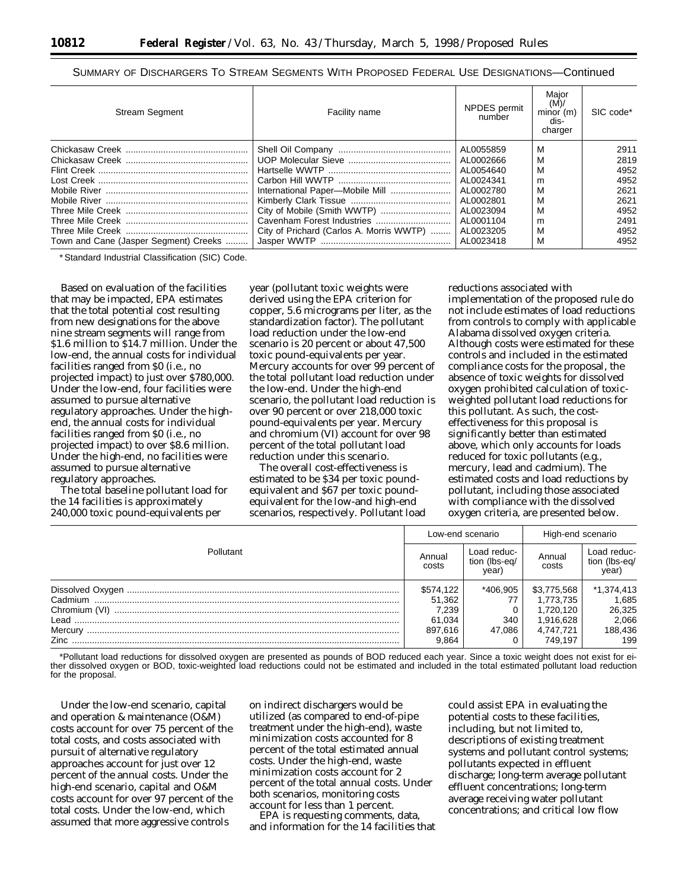SUMMARY OF DISCHARGERS TO STREAM SEGMENTS WITH PROPOSED FEDERAL USE DESIGNATIONS—Continued

| Stream Segment | Facility name | NPDES permit number | Major (M)/ minor (m) dis-charger | SIC code* |
|---|---|---|---|---|
| Chickasaw Creek | Shell Oil Company | AL0055859 | M | 2911 |
| Chickasaw Creek | UOP Molecular Sieve | AL0002666 | M | 2819 |
| Flint Creek | Hartselle WWTP | AL0054640 | M | 4952 |
| Lost Creek | Carbon Hill WWTP | AL0024341 | m | 4952 |
| Mobile River | International Paper—Mobile Mill | AL0002780 | M | 2621 |
| Mobile River | Kimberly Clark Tissue | AL0002801 | M | 2621 |
| Three Mile Creek | City of Mobile (Smith WWTP) | AL0023094 | M | 4952 |
| Three Mile Creek | Cavenham Forest Industries | AL0001104 | m | 2491 |
| Three Mile Creek | City of Prichard (Carlos A. Morris WWTP) | AL0023205 | M | 4952 |
| Town and Cane (Jasper Segment) Creeks | Jasper WWTP | AL0023418 | M | 4952 |

* Standard Industrial Classification (SIC) Code.

Based on evaluation of the facilities that may be impacted, EPA estimates that the total potential cost resulting from new designations for the above nine stream segments will range from $1.6 million to $14.7 million. Under the low-end, the annual costs for individual facilities ranged from $0 (i.e., no projected impact) to just over $780,000. Under the low-end, four facilities were assumed to pursue alternative regulatory approaches. Under the high-end, the annual costs for individual facilities ranged from $0 (i.e., no projected impact) to over $8.6 million. Under the high-end, no facilities were assumed to pursue alternative regulatory approaches.

The total baseline pollutant load for the 14 facilities is approximately 240,000 toxic pound-equivalents per year (pollutant toxic weights were derived using the EPA criterion for copper, 5.6 micrograms per liter, as the standardization factor). The pollutant load reduction under the low-end scenario is 20 percent or about 47,500 toxic pound-equivalents per year. Mercury accounts for over 99 percent of the total pollutant load reduction under the low-end. Under the high-end scenario, the pollutant load reduction is over 90 percent or over 218,000 toxic pound-equivalents per year. Mercury and chromium (VI) account for over 98 percent of the total pollutant load reduction under this scenario.

The overall cost-effectiveness is estimated to be $34 per toxic pound-equivalent and $67 per toxic pound-equivalent for the low-and high-end scenarios, respectively. Pollutant load reductions associated with implementation of the proposed rule do not include estimates of load reductions from controls to comply with applicable Alabama dissolved oxygen criteria. Although costs were estimated for these controls and included in the estimated compliance costs for the proposal, the absence of toxic weights for dissolved oxygen prohibited calculation of toxic-weighted pollutant load reductions for this pollutant. As such, the cost-effectiveness for this proposal is significantly better than estimated above, which only accounts for loads reduced for toxic pollutants (e.g., mercury, lead and cadmium). The estimated costs and load reductions by pollutant, including those associated with compliance with the dissolved oxygen criteria, are presented below.

| Pollutant | Low-end scenario | | High-end scenario | |
|---|---|---|---|---|
| | Annual costs | Load reduction (lbs-eq/ year) | Annual costs | Load reduction (lbs-eq/ year) |
| Dissolved Oxygen | $574,122 | *406,905 | $3,775,568 | *1,374,413 |
| Cadmium | 51,362 | 77 | 1,773,735 | 1,685 |
| Chromium (VI) | 7,239 | 0 | 1,720,120 | 26,325 |
| Lead | 61,034 | 340 | 1,916,628 | 2,066 |
| Mercury | 897,616 | 47,086 | 4,747,721 | 188,436 |
| Zinc | 9,864 | 0 | 749,197 | 199 |

*Pollutant load reductions for dissolved oxygen are presented as pounds of BOD reduced each year. Since a toxic weight does not exist for either dissolved oxygen or BOD, toxic-weighted load reductions could not be estimated and included in the total estimated pollutant load reduction for the proposal.

Under the low-end scenario, capital and operation & maintenance (O&M) costs account for over 75 percent of the total costs, and costs associated with pursuit of alternative regulatory approaches account for just over 12 percent of the annual costs. Under the high-end scenario, capital and O&M costs account for over 97 percent of the total costs. Under the low-end, which assumed that more aggressive controls on indirect dischargers would be utilized (as compared to end-of-pipe treatment under the high-end), waste minimization costs accounted for 8 percent of the total estimated annual costs. Under the high-end, waste minimization costs account for 2 percent of the total annual costs. Under both scenarios, monitoring costs account for less than 1 percent.

EPA is requesting comments, data, and information for the 14 facilities that could assist EPA in evaluating the potential costs to these facilities, including, but not limited to, descriptions of existing treatment systems and pollutant control systems; pollutants expected in effluent discharge; long-term average pollutant effluent concentrations; long-term average receiving water pollutant concentrations; and critical low flow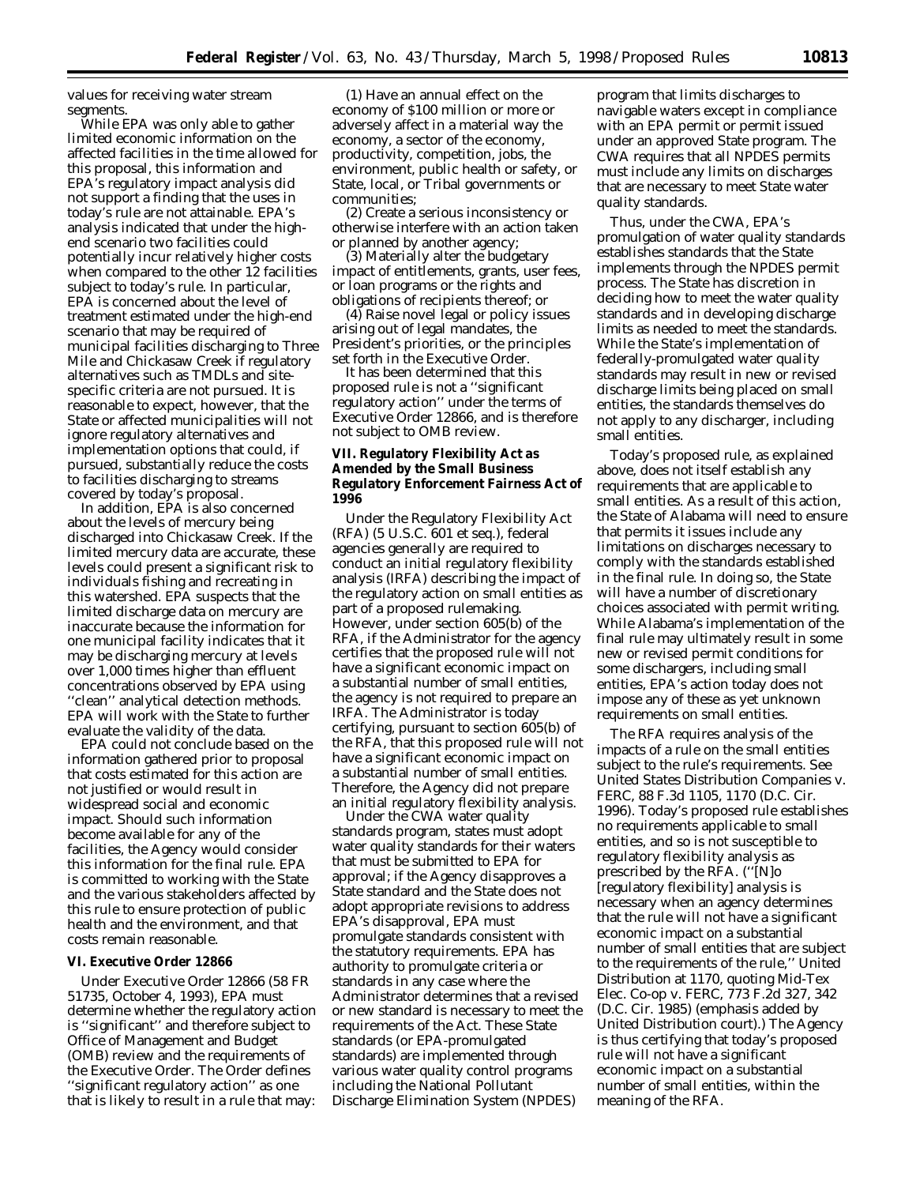values for receiving water stream segments.

While EPA was only able to gather limited economic information on the affected facilities in the time allowed for this proposal, this information and EPA's regulatory impact analysis did not support a finding that the uses in today's rule are not attainable. EPA's analysis indicated that under the high-end scenario two facilities could potentially incur relatively higher costs when compared to the other 12 facilities subject to today's rule. In particular, EPA is concerned about the level of treatment estimated under the high-end scenario that may be required of municipal facilities discharging to Three Mile and Chickasaw Creek if regulatory alternatives such as TMDLs and site-specific criteria are not pursued. It is reasonable to expect, however, that the State or affected municipalities will not ignore regulatory alternatives and implementation options that could, if pursued, substantially reduce the costs to facilities discharging to streams covered by today's proposal.

In addition, EPA is also concerned about the levels of mercury being discharged into Chickasaw Creek. If the limited mercury data are accurate, these levels could present a significant risk to individuals fishing and recreating in this watershed. EPA suspects that the limited discharge data on mercury are inaccurate because the information for one municipal facility indicates that it may be discharging mercury at levels over 1,000 times higher than effluent concentrations observed by EPA using ''clean'' analytical detection methods. EPA will work with the State to further evaluate the validity of the data.

EPA could not conclude based on the information gathered prior to proposal that costs estimated for this action are not justified or would result in widespread social and economic impact. Should such information become available for any of the facilities, the Agency would consider this information for the final rule. EPA is committed to working with the State and the various stakeholders affected by this rule to ensure protection of public health and the environment, and that costs remain reasonable.

## VI. Executive Order 12866

Under Executive Order 12866 (58 FR 51735, October 4, 1993), EPA must determine whether the regulatory action is ''significant'' and therefore subject to Office of Management and Budget (OMB) review and the requirements of the Executive Order. The Order defines ''significant regulatory action'' as one that is likely to result in a rule that may:

(1) Have an annual effect on the economy of $100 million or more or adversely affect in a material way the economy, a sector of the economy, productivity, competition, jobs, the environment, public health or safety, or State, local, or Tribal governments or communities;

(2) Create a serious inconsistency or otherwise interfere with an action taken or planned by another agency;

(3) Materially alter the budgetary impact of entitlements, grants, user fees, or loan programs or the rights and obligations of recipients thereof; or

(4) Raise novel legal or policy issues arising out of legal mandates, the President's priorities, or the principles set forth in the Executive Order.

It has been determined that this proposed rule is not a ''significant regulatory action'' under the terms of Executive Order 12866, and is therefore not subject to OMB review.

## VII. Regulatory Flexibility Act as Amended by the Small Business Regulatory Enforcement Fairness Act of 1996

Under the Regulatory Flexibility Act (RFA) (5 U.S.C. 601 et seq.), federal agencies generally are required to conduct an initial regulatory flexibility analysis (IRFA) describing the impact of the regulatory action on small entities as part of a proposed rulemaking. However, under section 605(b) of the RFA, if the Administrator for the agency certifies that the proposed rule will not have a significant economic impact on a substantial number of small entities, the agency is not required to prepare an IRFA. The Administrator is today certifying, pursuant to section 605(b) of the RFA, that this proposed rule will not have a significant economic impact on a substantial number of small entities. Therefore, the Agency did not prepare an initial regulatory flexibility analysis.

Under the CWA water quality standards program, states must adopt water quality standards for their waters that must be submitted to EPA for approval; if the Agency disapproves a State standard and the State does not adopt appropriate revisions to address EPA's disapproval, EPA must promulgate standards consistent with the statutory requirements. EPA has authority to promulgate criteria or standards in any case where the Administrator determines that a revised or new standard is necessary to meet the requirements of the Act. These State standards (or EPA-promulgated standards) are implemented through various water quality control programs including the National Pollutant Discharge Elimination System (NPDES) program that limits discharges to navigable waters except in compliance with an EPA permit or permit issued under an approved State program. The CWA requires that all NPDES permits must include any limits on discharges that are necessary to meet State water quality standards.

Thus, under the CWA, EPA's promulgation of water quality standards establishes standards that the State implements through the NPDES permit process. The State has discretion in deciding how to meet the water quality standards and in developing discharge limits as needed to meet the standards. While the State's implementation of federally-promulgated water quality standards may result in new or revised discharge limits being placed on small entities, the standards themselves do not apply to any discharger, including small entities.

Today's proposed rule, as explained above, does not itself establish any requirements that are applicable to small entities. As a result of this action, the State of Alabama will need to ensure that permits it issues include any limitations on discharges necessary to comply with the standards established in the final rule. In doing so, the State will have a number of discretionary choices associated with permit writing. While Alabama's implementation of the final rule may ultimately result in some new or revised permit conditions for some dischargers, including small entities, EPA's action today does not impose any of these as yet unknown requirements on small entities.

The RFA requires analysis of the impacts of a rule on the small entities subject to the rule's requirements. See *United States Distribution Companies* v. *FERC*, 88 F.3d 1105, 1170 (D.C. Cir. 1996). Today's proposed rule establishes no requirements applicable to small entities, and so is not susceptible to regulatory flexibility analysis as prescribed by the RFA. (''[N]o [regulatory flexibility] analysis is necessary when an agency determines that the rule will not have a significant economic impact on a substantial number of small entities *that are subject to the requirements of the rule*,'' *United Distribution* at 1170, quoting *Mid-Tex Elec. Co-op* v. *FERC*, 773 F.2d 327, 342 (D.C. Cir. 1985) (emphasis added by *United Distribution* court).) The Agency is thus certifying that today's proposed rule will not have a significant economic impact on a substantial number of small entities, within the meaning of the RFA.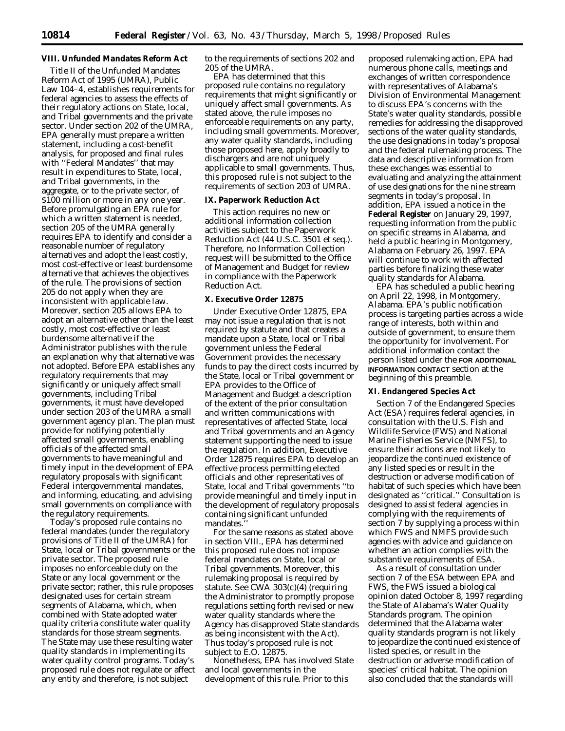### VIII. Unfunded Mandates Reform Act

Title II of the Unfunded Mandates Reform Act of 1995 (UMRA), Public Law 104–4, establishes requirements for federal agencies to assess the effects of their regulatory actions on State, local, and Tribal governments and the private sector. Under section 202 of the UMRA, EPA generally must prepare a written statement, including a cost-benefit analysis, for proposed and final rules with ''Federal Mandates'' that may result in expenditures to State, local, and Tribal governments, in the aggregate, or to the private sector, of $100 million or more in any one year. Before promulgating an EPA rule for which a written statement is needed, section 205 of the UMRA generally requires EPA to identify and consider a reasonable number of regulatory alternatives and adopt the least costly, most cost-effective or least burdensome alternative that achieves the objectives of the rule. The provisions of section 205 do not apply when they are inconsistent with applicable law. Moreover, section 205 allows EPA to adopt an alternative other than the least costly, most cost-effective or least burdensome alternative if the Administrator publishes with the rule an explanation why that alternative was not adopted. Before EPA establishes any regulatory requirements that may significantly or uniquely affect small governments, including Tribal governments, it must have developed under section 203 of the UMRA a small government agency plan. The plan must provide for notifying potentially affected small governments, enabling officials of the affected small governments to have meaningful and timely input in the development of EPA regulatory proposals with significant Federal intergovernmental mandates, and informing, educating, and advising small governments on compliance with the regulatory requirements.

Today's proposed rule contains no federal mandates (under the regulatory provisions of Title II of the UMRA) for State, local or Tribal governments or the private sector. The proposed rule imposes no enforceable duty on the State or any local government or the private sector; rather, this rule proposes designated uses for certain stream segments of Alabama, which, when combined with State adopted water quality criteria constitute water quality standards for those stream segments. The State may use these resulting water quality standards in implementing its water quality control programs. Today's proposed rule does not regulate or affect any entity and therefore, is not subject to the requirements of sections 202 and 205 of the UMRA.

EPA has determined that this proposed rule contains no regulatory requirements that might significantly or uniquely affect small governments. As stated above, the rule imposes no enforceable requirements on any party, including small governments. Moreover, any water quality standards, including those proposed here, apply broadly to dischargers and are not uniquely applicable to small governments. Thus, this proposed rule is not subject to the requirements of section 203 of UMRA.

### IX. Paperwork Reduction Act

This action requires no new or additional information collection activities subject to the Paperwork Reduction Act (44 U.S.C. 3501 et seq.). Therefore, no Information Collection request will be submitted to the Office of Management and Budget for review in compliance with the Paperwork Reduction Act.

### X. Executive Order 12875

Under Executive Order 12875, EPA may not issue a regulation that is not required by statute and that creates a mandate upon a State, local or Tribal government unless the Federal Government provides the necessary funds to pay the direct costs incurred by the State, local or Tribal government or EPA provides to the Office of Management and Budget a description of the extent of the prior consultation and written communications with representatives of affected State, local and Tribal governments and an Agency statement supporting the need to issue the regulation. In addition, Executive Order 12875 requires EPA to develop an effective process permitting elected officials and other representatives of State, local and Tribal governments ''to provide meaningful and timely input in the development of regulatory proposals containing significant unfunded mandates.''

For the same reasons as stated above in section VIII., EPA has determined this proposed rule does not impose federal mandates on State, local or Tribal governments. Moreover, this rulemaking proposal is required by statute. See CWA 303(c)(4) (requiring the Administrator to promptly propose regulations setting forth revised or new water quality standards where the Agency has disapproved State standards as being inconsistent with the Act). Thus today's proposed rule is not subject to E.O. 12875.

Nonetheless, EPA has involved State and local governments in the development of this rule. Prior to this proposed rulemaking action, EPA had numerous phone calls, meetings and exchanges of written correspondence with representatives of Alabama's Division of Environmental Management to discuss EPA's concerns with the State's water quality standards, possible remedies for addressing the disapproved sections of the water quality standards, the use designations in today's proposal and the federal rulemaking process. The data and descriptive information from these exchanges was essential to evaluating and analyzing the attainment of use designations for the nine stream segments in today's proposal. In addition, EPA issued a notice in the **Federal Register** on January 29, 1997, requesting information from the public on specific streams in Alabama, and held a public hearing in Montgomery, Alabama on February 26, 1997. EPA will continue to work with affected parties before finalizing these water quality standards for Alabama.

EPA has scheduled a public hearing on April 22, 1998, in Montgomery, Alabama. EPA's public notification process is targeting parties across a wide range of interests, both within and outside of government, to ensure them the opportunity for involvement. For additional information contact the person listed under the **FOR ADDITIONAL INFORMATION CONTACT** section at the beginning of this preamble.

### XI. Endangered Species Act

Section 7 of the Endangered Species Act (ESA) requires federal agencies, in consultation with the U.S. Fish and Wildlife Service (FWS) and National Marine Fisheries Service (NMFS), to ensure their actions are not likely to jeopardize the continued existence of any listed species or result in the destruction or adverse modification of habitat of such species which have been designated as ''critical.'' Consultation is designed to assist federal agencies in complying with the requirements of section 7 by supplying a process within which FWS and NMFS provide such agencies with advice and guidance on whether an action complies with the substantive requirements of ESA.

As a result of consultation under section 7 of the ESA between EPA and FWS, the FWS issued a biological opinion dated October 8, 1997 regarding the State of Alabama's Water Quality Standards program. The opinion determined that the Alabama water quality standards program is not likely to jeopardize the continued existence of listed species, or result in the destruction or adverse modification of species' critical habitat. The opinion also concluded that the standards will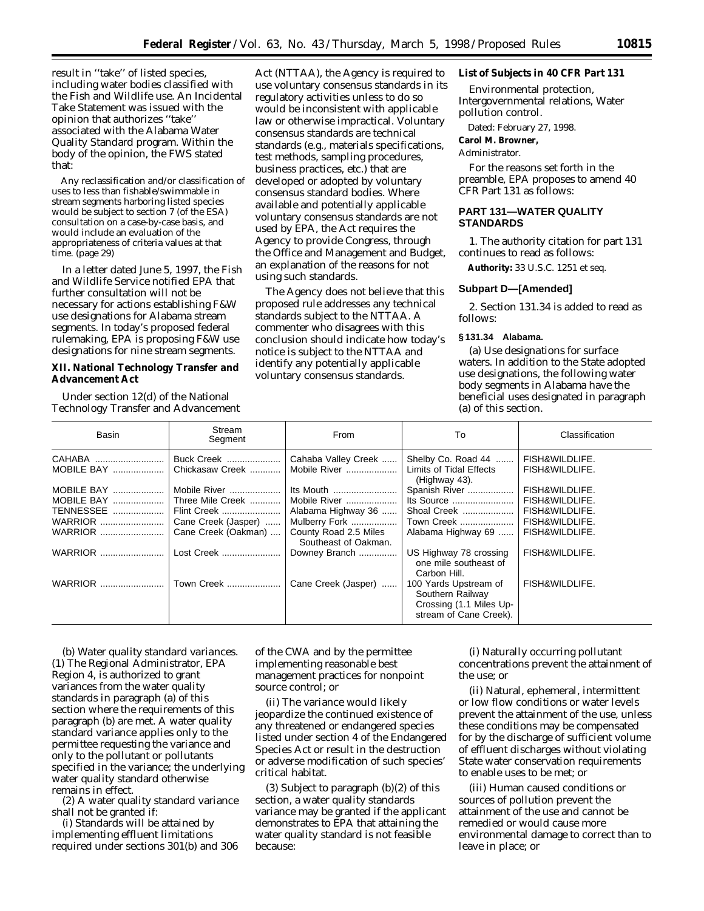result in ''take'' of listed species, including water bodies classified with the Fish and Wildlife use. An Incidental Take Statement was issued with the opinion that authorizes ''take'' associated with the Alabama Water Quality Standard program. Within the body of the opinion, the FWS stated that:

> Any reclassification and/or classification of uses to less than fishable/swimmable in stream segments harboring listed species would be subject to section 7 (of the ESA) consultation on a case-by-case basis, and would include an evaluation of the appropriateness of criteria values at that time. (page 29)

In a letter dated June 5, 1997, the Fish and Wildlife Service notified EPA that further consultation will not be necessary for actions establishing F&W use designations for Alabama stream segments. In today's proposed federal rulemaking, EPA is proposing F&W use designations for nine stream segments.

## XII. National Technology Transfer and Advancement Act

Under section 12(d) of the National Technology Transfer and Advancement Act (NTTAA), the Agency is required to use voluntary consensus standards in its regulatory activities unless to do so would be inconsistent with applicable law or otherwise impractical. Voluntary consensus standards are technical standards (e.g., materials specifications, test methods, sampling procedures, business practices, etc.) that are developed or adopted by voluntary consensus standard bodies. Where available and potentially applicable voluntary consensus standards are not used by EPA, the Act requires the Agency to provide Congress, through the Office and Management and Budget, an explanation of the reasons for not using such standards.

The Agency does not believe that this proposed rule addresses any technical standards subject to the NTTAA. A commenter who disagrees with this conclusion should indicate how today's notice is subject to the NTTAA and identify any potentially applicable voluntary consensus standards.

## List of Subjects in 40 CFR Part 131

Environmental protection, Intergovernmental relations, Water pollution control.

Dated: February 27, 1998.

**Carol M. Browner,**

*Administrator.*

For the reasons set forth in the preamble, EPA proposes to amend 40 CFR Part 131 as follows:

## PART 131—WATER QUALITY STANDARDS

1. The authority citation for part 131 continues to read as follows:

**Authority:** 33 U.S.C. 1251 et seq.

### Subpart D—[Amended]

2. Section 131.34 is added to read as follows:

### § 131.34 Alabama.

(a) *Use designations for surface waters.* In addition to the State adopted use designations, the following water body segments in Alabama have the beneficial uses designated in paragraph (a) of this section.

| Basin | Stream Segment | From | To | Classification |
|---|---|---|---|---|
| CAHABA | Buck Creek | Cahaba Valley Creek | Shelby Co. Road 44 | FISH&WILDLIFE. |
| MOBILE BAY | Chickasaw Creek | Mobile River | Limits of Tidal Effects (Highway 43). | FISH&WILDLIFE. |
| MOBILE BAY | Mobile River | Its Mouth | Spanish River | FISH&WILDLIFE. |
| MOBILE BAY | Three Mile Creek | Mobile River | Its Source | FISH&WILDLIFE. |
| TENNESSEE | Flint Creek | Alabama Highway 36 | Shoal Creek | FISH&WILDLIFE. |
| WARRIOR | Cane Creek (Jasper) | Mulberry Fork | Town Creek | FISH&WILDLIFE. |
| WARRIOR | Cane Creek (Oakman) | County Road 2.5 Miles Southeast of Oakman. | Alabama Highway 69 | FISH&WILDLIFE. |
| WARRIOR | Lost Creek | Downey Branch | US Highway 78 crossing one mile southeast of Carbon Hill. | FISH&WILDLIFE. |
| WARRIOR | Town Creek | Cane Creek (Jasper) | 100 Yards Upstream of Southern Railway Crossing (1.1 Miles Upstream of Cane Creek). | FISH&WILDLIFE. |

(b) *Water quality standard variances.* (1) The Regional Administrator, EPA Region 4, is authorized to grant variances from the water quality standards in paragraph (a) of this section where the requirements of this paragraph (b) are met. A water quality standard variance applies only to the permittee requesting the variance and only to the pollutant or pollutants specified in the variance; the underlying water quality standard otherwise remains in effect.

(2) A water quality standard variance shall not be granted if:

(i) Standards will be attained by implementing effluent limitations required under sections 301(b) and 306 of the CWA and by the permittee implementing reasonable best management practices for nonpoint source control; or

(ii) The variance would likely jeopardize the continued existence of any threatened or endangered species listed under section 4 of the Endangered Species Act or result in the destruction or adverse modification of such species' critical habitat.

(3) Subject to paragraph (b)(2) of this section, a water quality standards variance may be granted if the applicant demonstrates to EPA that attaining the water quality standard is not feasible because:

(i) Naturally occurring pollutant concentrations prevent the attainment of the use; or

(ii) Natural, ephemeral, intermittent or low flow conditions or water levels prevent the attainment of the use, unless these conditions may be compensated for by the discharge of sufficient volume of effluent discharges without violating State water conservation requirements to enable uses to be met; or

(iii) Human caused conditions or sources of pollution prevent the attainment of the use and cannot be remedied or would cause more environmental damage to correct than to leave in place; or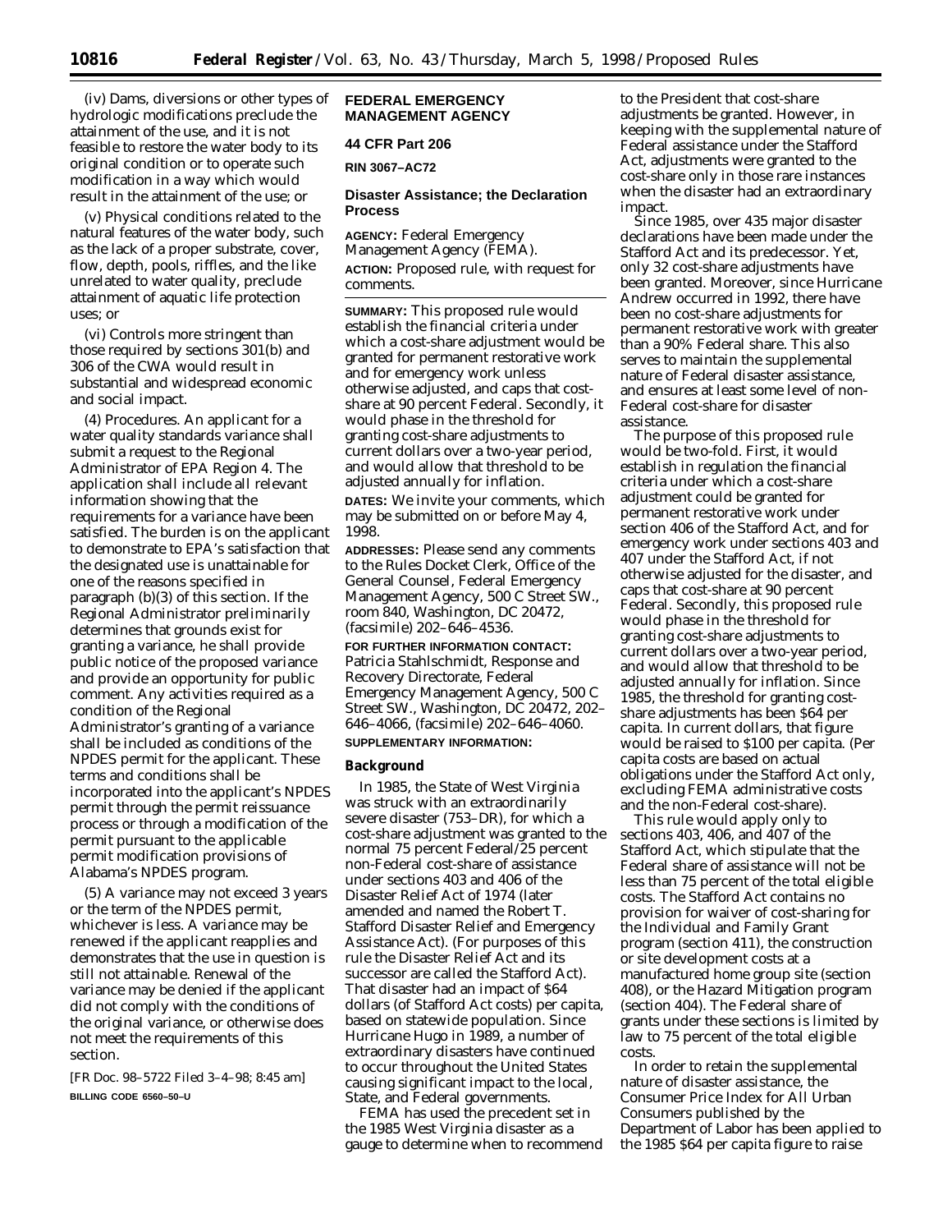(iv) Dams, diversions or other types of hydrologic modifications preclude the attainment of the use, and it is not feasible to restore the water body to its original condition or to operate such modification in a way which would result in the attainment of the use; or

(v) Physical conditions related to the natural features of the water body, such as the lack of a proper substrate, cover, flow, depth, pools, riffles, and the like unrelated to water quality, preclude attainment of aquatic life protection uses; or

(vi) Controls more stringent than those required by sections 301(b) and 306 of the CWA would result in substantial and widespread economic and social impact.

(4) Procedures. An applicant for a water quality standards variance shall submit a request to the Regional Administrator of EPA Region 4. The application shall include all relevant information showing that the requirements for a variance have been satisfied. The burden is on the applicant to demonstrate to EPA's satisfaction that the designated use is unattainable for one of the reasons specified in paragraph (b)(3) of this section. If the Regional Administrator preliminarily determines that grounds exist for granting a variance, he shall provide public notice of the proposed variance and provide an opportunity for public comment. Any activities required as a condition of the Regional Administrator's granting of a variance shall be included as conditions of the NPDES permit for the applicant. These terms and conditions shall be incorporated into the applicant's NPDES permit through the permit reissuance process or through a modification of the permit pursuant to the applicable permit modification provisions of Alabama's NPDES program.

(5) A variance may not exceed 3 years or the term of the NPDES permit, whichever is less. A variance may be renewed if the applicant reapplies and demonstrates that the use in question is still not attainable. Renewal of the variance may be denied if the applicant did not comply with the conditions of the original variance, or otherwise does not meet the requirements of this section.

[FR Doc. 98–5722 Filed 3–4–98; 8:45 am]

**BILLING CODE 6560–50–U**

**FEDERAL EMERGENCY MANAGEMENT AGENCY**

**44 CFR Part 206**

**RIN 3067–AC72**

**Disaster Assistance; the Declaration Process**

**AGENCY:** Federal Emergency Management Agency (FEMA).

**ACTION:** Proposed rule, with request for comments.

**SUMMARY:** This proposed rule would establish the financial criteria under which a cost-share adjustment would be granted for permanent restorative work and for emergency work unless otherwise adjusted, and caps that cost-share at 90 percent Federal. Secondly, it would phase in the threshold for granting cost-share adjustments to current dollars over a two-year period, and would allow that threshold to be adjusted annually for inflation.

**DATES:** We invite your comments, which may be submitted on or before May 4, 1998.

**ADDRESSES:** Please send any comments to the Rules Docket Clerk, Office of the General Counsel, Federal Emergency Management Agency, 500 C Street SW., room 840, Washington, DC 20472, (facsimile) 202–646–4536.

**FOR FURTHER INFORMATION CONTACT:** Patricia Stahlschmidt, Response and Recovery Directorate, Federal Emergency Management Agency, 500 C Street SW., Washington, DC 20472, 202–646–4066, (facsimile) 202–646–4060.

**SUPPLEMENTARY INFORMATION:**

**Background**

In 1985, the State of West Virginia was struck with an extraordinarily severe disaster (753–DR), for which a cost-share adjustment was granted to the normal 75 percent Federal/25 percent non-Federal cost-share of assistance under sections 403 and 406 of the Disaster Relief Act of 1974 (later amended and named the Robert T. Stafford Disaster Relief and Emergency Assistance Act). (For purposes of this rule the Disaster Relief Act and its successor are called the Stafford Act). That disaster had an impact of $64 dollars (of Stafford Act costs) per capita, based on statewide population. Since Hurricane Hugo in 1989, a number of extraordinary disasters have continued to occur throughout the United States causing significant impact to the local, State, and Federal governments.

FEMA has used the precedent set in the 1985 West Virginia disaster as a gauge to determine when to recommend to the President that cost-share adjustments be granted. However, in keeping with the supplemental nature of Federal assistance under the Stafford Act, adjustments were granted to the cost-share only in those rare instances when the disaster had an extraordinary impact.

Since 1985, over 435 major disaster declarations have been made under the Stafford Act and its predecessor. Yet, only 32 cost-share adjustments have been granted. Moreover, since Hurricane Andrew occurred in 1992, there have been no cost-share adjustments for permanent restorative work with greater than a 90% Federal share. This also serves to maintain the supplemental nature of Federal disaster assistance, and ensures at least some level of non-Federal cost-share for disaster assistance.

The purpose of this proposed rule would be two-fold. First, it would establish in regulation the financial criteria under which a cost-share adjustment could be granted for permanent restorative work under section 406 of the Stafford Act, and for emergency work under sections 403 and 407 under the Stafford Act, if not otherwise adjusted for the disaster, and caps that cost-share at 90 percent Federal. Secondly, this proposed rule would phase in the threshold for granting cost-share adjustments to current dollars over a two-year period, and would allow that threshold to be adjusted annually for inflation. Since 1985, the threshold for granting cost-share adjustments has been $64 per capita. In current dollars, that figure would be raised to $100 per capita. (Per capita costs are based on actual obligations under the Stafford Act only, excluding FEMA administrative costs and the non-Federal cost-share).

This rule would apply only to sections 403, 406, and 407 of the Stafford Act, which stipulate that the Federal share of assistance will not be less than 75 percent of the total eligible costs. The Stafford Act contains no provision for waiver of cost-sharing for the Individual and Family Grant program (section 411), the construction or site development costs at a manufactured home group site (section 408), or the Hazard Mitigation program (section 404). The Federal share of grants under these sections is limited by law to 75 percent of the total eligible costs.

In order to retain the supplemental nature of disaster assistance, the Consumer Price Index for All Urban Consumers published by the Department of Labor has been applied to the 1985 $64 per capita figure to raise